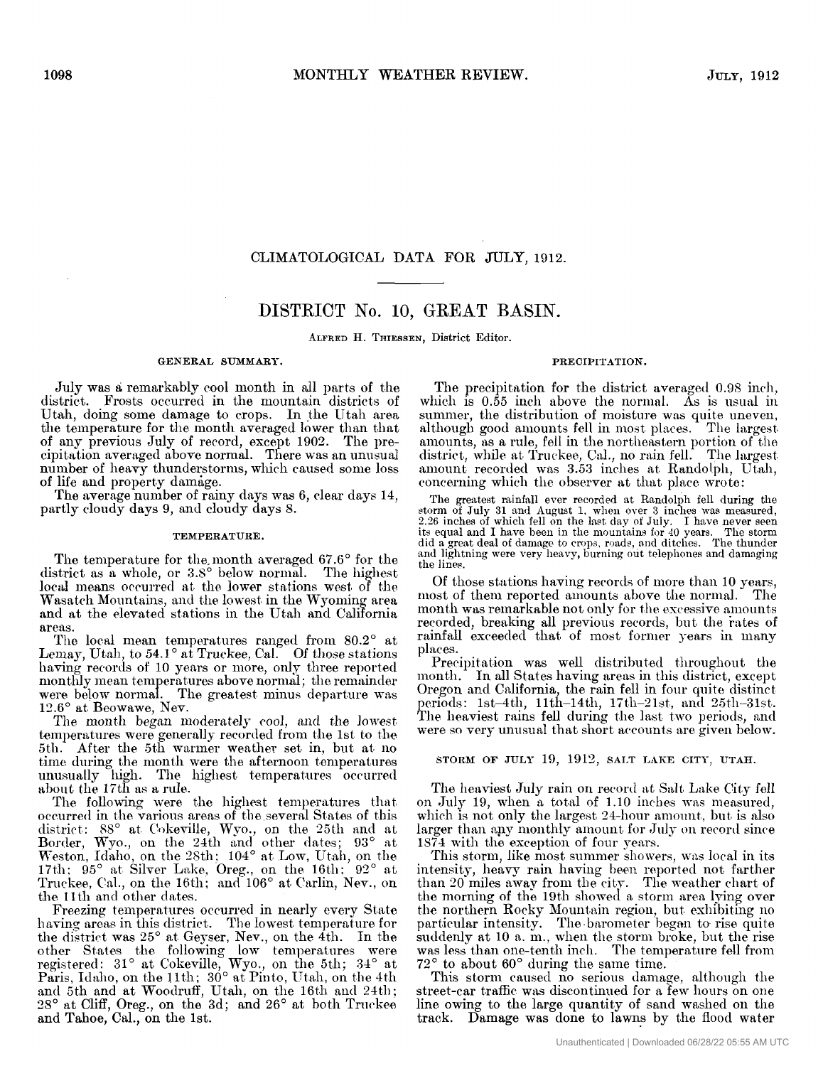# CLIMATOLOGICAL DATA FOR JULY, 1912.

## DISTRICT No. 10, GREAT BASIN.

ALFRED H. THIESSEN, District Editor.

### GENERAL SUMMARY.

July was a remarkably cool month in all parts of the district. Frosts occurred in the mountain districts of Utah, doing some damage to crops. In the Utah area the temperature for the month averaged lower than that of any previous July of record, except 1902. The precipitation averaged above normal. There was an unusual number of heavy thunderstorms, which caused some loss of life and property damage.

The average number of rainy days was 6, clear days 14, partly cloudy days 9, and cloudy days 8.

### TEMPERATURE.

The temperature for the month averaged 67.6° for the district as a whole, or 3.8° below normal. The highest local means occurred at the lower stations west of the Wasatch Mountains, and the lowest in the Wyoming area and at the elevated stations in the Utah and California areas.

The local mean temperatures ranged from 80.2° at Lemay, Utah, to 54.1° at Truckee, Cal. Of those stations having records of 10 years or more, only three reported monthly mean temperatures above normal; the remainder were below normal. The greatest minus departure was 12.6° at Beowawe, Nev.

The month began moderately cool, and the lowest temperatures were generally recorded from the 1st to the 5th. After the 5th warmer weather set in, but at no time during the month were the afternoon temperatures unusually high. The highest temperatures occurred about the 17th as a rule.

The following were the highest temperatures that occurred in the various areas of the several States of this district: 88° at Cokeville, Wyo., on the 25th and at Border, Wyo., on the 24th and other dates; 93° at Weston, Idaho, on the 28th; 104° at Low, Utah, on the 17th; 95° at Silver Lake, Oreg., on the 16th; 92° at Truckee, Cal., on the 16th; and 106° at Carlin, Nev., on the 11th and other dates.

Freezing temperatures occurred in nearly every State having areas in this district. The lowest temperature for the district was 25° at Geyser, Nev., on the 4th. In the other States the following low temperatures were registered: 31° at Cokeville, Wyo., on the 5th; 34° at Paris, Idaho, on the 11th; 30° at Pinto, Utah, on the 4th and 5th and at Woodruff, Utah, on the 16th and 24th; 28° at Cliff, Oreg., on the 3d; and 26° at both Truckee and Tahoe, Cal., on the 1st.

### PRECIPITATION.

The precipitation for the district averaged 0.98 inch, which is 0.55 inch above the normal. As is usual in summer, the distribution of moisture was quite uneven, although good amounts fell in most places. The largest amounts, as a rule, fell in the northeastern portion of the district, while at Truckee, Cal., no rain fell. The largest amount recorded was 3.53 inches at Randolph, Utah, concerning which the observer at that place wrote:

> The greatest rainfall ever recorded at Randolph fell during the storm of July 31 and August 1, when over 3 inches was measured, 2.26 inches of which fell on the last day of July. I have never seen its equal and I have been in the mountains for 40 years. The storm did a great deal of damage to crops, roads, and ditches. The thunder and lightning were very heavy, burning out telephones and damaging the lines.

Of those stations having records of more than 10 years, most of them reported amounts above the normal. The month was remarkable not only for the excessive amounts recorded, breaking all previous records, but the rates of rainfall exceeded that of most former years in many places.

Precipitation was well distributed throughout the month. In all States having areas in this district, except Oregon and California, the rain fell in four quite distinct periods: 1st–4th, 11th–14th, 17th–21st, and 25th–31st. The heaviest rains fell during the last two periods, and were so very unusual that short accounts are given below.

### STORM OF JULY 19, 1912, SALT LAKE CITY, UTAH.

The heaviest July rain on record at Salt Lake City fell on July 19, when a total of 1.10 inches was measured, which is not only the largest 24-hour amount, but is also larger than any monthly amount for July on record since 1874 with the exception of four years.

This storm, like most summer showers, was local in its intensity, heavy rain having been reported not farther than 20 miles away from the city. The weather chart of the morning of the 19th showed a storm area lying over the northern Rocky Mountain region, but exhibiting no particular intensity. The barometer began to rise quite suddenly at 10 a. m., when the storm broke, but the rise was less than one-tenth inch. The temperature fell from 72° to about 60° during the same time.

This storm caused no serious damage, although the street-car traffic was discontinued for a few hours on one line owing to the large quantity of sand washed on the track. Damage was done to lawns by the flood water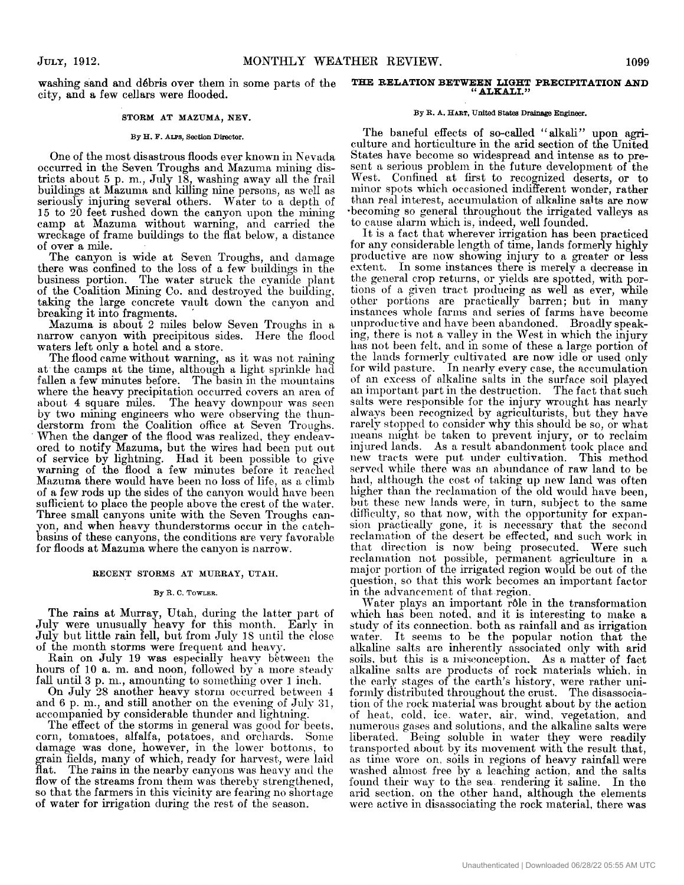washing sand and débris over them in some parts of the city, and a few cellars were flooded.

### STORM AT MAZUMA, NEV.

By H. F. ALPS, Section Director.

One of the most disastrous floods ever known in Nevada occurred in the Seven Troughs and Mazuma mining districts about 5 p. m., July 18, washing away all the frail buildings at Mazuma and killing nine persons, as well as seriously injuring several others. Water to a depth of 15 to 20 feet rushed down the canyon upon the mining camp at Mazuma without warning, and carried the wreckage of frame buildings to the flat below, a distance of over a mile.

The canyon is wide at Seven Troughs, and damage there was confined to the loss of a few buildings in the business portion. The water struck the cyanide plant of the Coalition Mining Co. and destroyed the building, taking the large concrete vault down the canyon and breaking it into fragments.

Mazuma is about 2 miles below Seven Troughs in a narrow canyon with precipitous sides. Here the flood waters left only a hotel and a store.

The flood came without warning, as it was not raining at the camps at the time, although a light sprinkle had fallen a few minutes before. The basin in the mountains where the heavy precipitation occurred covers an area of about 4 square miles. The heavy downpour was seen by two mining engineers who were observing the thunderstorm from the Coalition office at Seven Troughs. When the danger of the flood was realized, they endeavored to notify Mazuma, but the wires had been put out of service by lightning. Had it been possible to give warning of the flood a few minutes before it reached Mazuma there would have been no loss of life, as a climb of a few rods up the sides of the canyon would have been sufficient to place the people above the crest of the water. Three small canyons unite with the Seven Troughs canyon, and when heavy thunderstorms occur in the catch-basins of these canyons, the conditions are very favorable for floods at Mazuma where the canyon is narrow.

### RECENT STORMS AT MURRAY, UTAH.

By R. C. TOWLER.

The rains at Murray, Utah, during the latter part of July were unusually heavy for this month. Early in July but little rain fell, but from July 18 until the close of the month storms were frequent and heavy.

Rain on July 19 was especially heavy between the hours of 10 a. m. and noon, followed by a more steady fall until 3 p. m., amounting to something over 1 inch.

On July 28 another heavy storm occurred between 4 and 6 p. m., and still another on the evening of July 31, accompanied by considerable thunder and lightning.

The effect of the storms in general was good for beets, corn, tomatoes, alfalfa, potatoes, and orchards. Some damage was done, however, in the lower bottoms, to grain fields, many of which, ready for harvest, were laid flat. The rains in the nearby canyons was heavy and the flow of the streams from them was thereby strengthened, so that the farmers in this vicinity are fearing no shortage of water for irrigation during the rest of the season.

### THE RELATION BETWEEN LIGHT PRECIPITATION AND "ALKALI."

By R. A. HART, United States Drainage Engineer.

The baneful effects of so-called "alkali" upon agriculture and horticulture in the arid section of the United States have become so widespread and intense as to present a serious problem in the future development of the West. Confined at first to recognized deserts, or to minor spots which occasioned indifferent wonder, rather than real interest, accumulation of alkaline salts are now becoming so general throughout the irrigated valleys as to cause alarm which is, indeed, well founded.

It is a fact that wherever irrigation has been practiced for any considerable length of time, lands formerly highly productive are now showing injury to a greater or less extent. In some instances there is merely a decrease in the general crop returns, or yields are spotted, with portions of a given tract producing as well as ever, while other portions are practically barren; but in many instances whole farms and series of farms have become unproductive and have been abandoned. Broadly speaking, there is not a valley in the West in which the injury has not been felt, and in some of these a large portion of the lands formerly cultivated are now idle or used only for wild pasture. In nearly every case, the accumulation of an excess of alkaline salts in the surface soil played an important part in the destruction. The fact that such salts were responsible for the injury wrought has nearly always been recognized by agriculturists, but they have rarely stopped to consider why this should be so, or what means might be taken to prevent injury, or to reclaim injured lands. As a result abandonment took place and new tracts were put under cultivation. This method served while there was an abundance of raw land to be had, although the cost of taking up new land was often higher than the reclamation of the old would have been, but these new lands were, in turn, subject to the same difficulty, so that now, with the opportunity for expansion practically gone, it is necessary that the second reclamation of the desert be effected, and such work in that direction is now being prosecuted. Were such reclamation not possible, permanent agriculture in a major portion of the irrigated region would be out of the question, so that this work becomes an important factor in the advancement of that region.

Water plays an important rôle in the transformation which has been noted, and it is interesting to make a study of its connection, both as rainfall and as irrigation water. It seems to be the popular notion that the alkaline salts are inherently associated only with arid soils, but this is a misconception. As a matter of fact alkaline salts are products of rock materials which, in the early stages of the earth's history, were rather uniformly distributed throughout the crust. The disassociation of the rock material was brought about by the action of heat, cold, ice, water, air, wind, vegetation, and numerous gases and solutions, and the alkaline salts were liberated. Being soluble in water they were readily transported about by its movement with the result that, as time wore on, soils in regions of heavy rainfall were washed almost free by a leaching action, and the salts found their way to the sea, rendering it saline. In the arid section, on the other hand, although the elements were active in disassociating the rock material, there was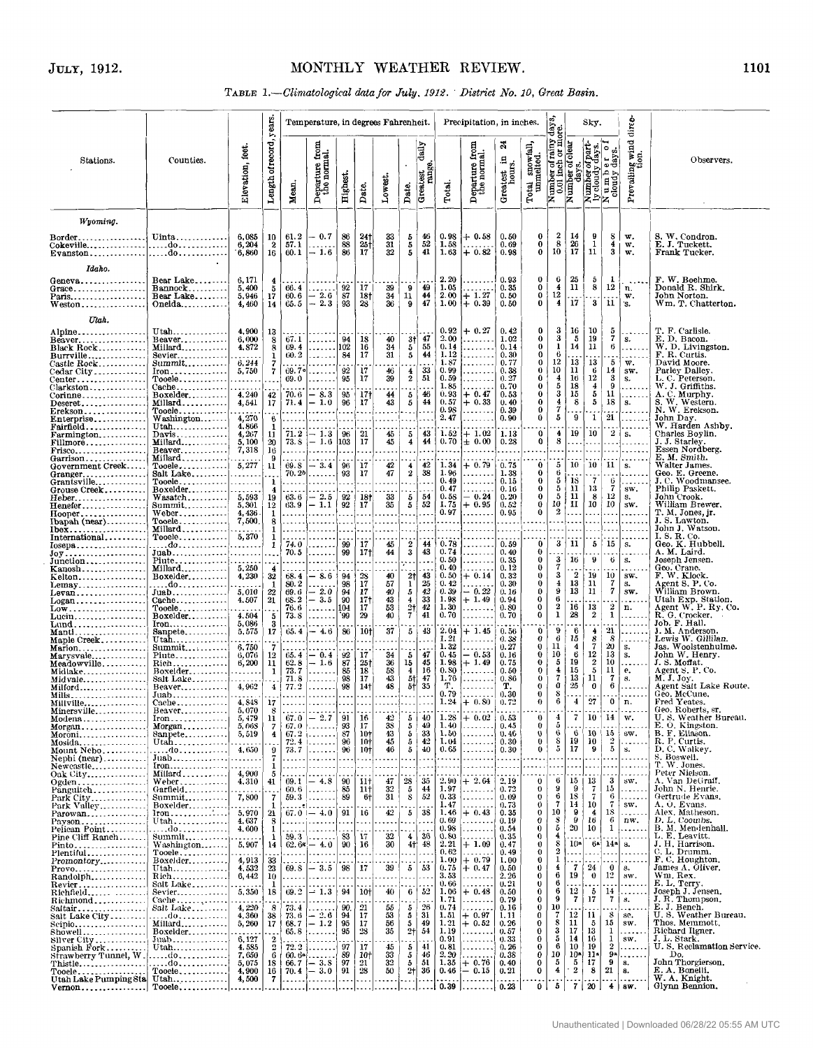TABLE 1.—*Climatological data for July, 1912. District No. 10, Great Basin.*

| Stations. | Counties. | Elevation, feet. | Length of record, years. | Temperature, in degrees Fahrenheit. Mean. | Departure from the normal. | Highest. | Date. | Lowest. | Date. | Greatest daily range. | Precipitation, in inches. Total. | Departure from the normal. | Greatest in 24 hours. | Total snowfall, unmelted. | Number of rainy days, 0.01 inch or more. | Sky. Number of clear days. | Number of partly cloudy days. | Number of cloudy days. | Prevailing wind direction. | Observers. |
|---|---|---|---|---|---|---|---|---|---|---|---|---|---|---|---|---|---|---|---|---|
| ***Wyoming.*** | | | | | | | | | | | | | | | | | | | | |
| Border | Uinta | 6,085 | 10 | 61.2 | −0.7 | 86 | 24† | 33 | 5 | 46 | 0.98 | +0.58 | 0.50 | 0 | 2 | 14 | 9 | 8 | w. | S. W. Condron. |
| Cokeville | ...do | 6,204 | 2 | 57.1 | | 88 | 25† | 31 | 5 | 52 | 1.58 | | 0.69 | 0 | 8 | 26 | 1 | 4 | w. | E. J. Tuckett. |
| Evanston | ...do | 6,860 | 16 | 60.1 | −1.6 | 86 | 17 | 32 | 5 | 41 | 1.63 | +0.82 | 0.98 | 0 | 10 | 17 | 11 | 3 | w. | Frank Tucker. |
| ***Idaho.*** | | | | | | | | | | | | | | | | | | | | |
| Geneva | Bear Lake | 6,171 | 4 | | | | | | | | 2.20 | | 0.93 | 0 | 6 | 25 | 5 | 1 | | F. W. Boehme. |
| Grace | Bannock | 5,400 | 5 | 66.4 | | 92 | 17 | 39 | 9 | 49 | 1.05 | | 0.35 | 0 | 4 | 11 | 8 | 12 | n. | Donald R. Shirk. |
| Paris | Bear Lake | 5,946 | 17 | 60.6 | −2.6 | 87 | 18† | 34 | 11 | 44 | 2.00 | +1.27 | 0.50 | 0 | 12 | | | | w. | John Norton. |
| Weston | Oneida | 4,460 | 14 | 65.5 | −2.3 | 93 | 28 | 36 | 9 | 47 | 1.00 | +0.39 | 0.50 | 0 | 4 | 17 | 3 | 11 | s. | Wm. T. Chatterton. |
| ***Utah.*** | | | | | | | | | | | | | | | | | | | | |
| Alpine | Utah | 4,900 | 13 | | | | | | | | 0.92 | +0.27 | 0.42 | 0 | 3 | 16 | 10 | 5 | | T. F. Carlisle. |
| Beaver | Beaver | 6,000 | 8 | 67.1 | | 94 | 18 | 40 | 3† | 47 | 2.00 | | 1.02 | 0 | 3 | 5 | 19 | 7 | s. | E. D. Bacon. |
| Black Rock | Millard | 4,872 | 8 | 69.4 | | 102 | 16 | 34 | 5 | 55 | 0.14 | | 0.14 | 0 | 1 | 14 | 11 | 6 | | W. D. Livingston. |
| Burrville | Sevier | | 1 | 60.2 | | 84 | 17 | 31 | 5 | 44 | 1.12 | | 0.30 | 0 | 6 | | | | | F. R. Curtis. |
| Castle Rock | Summit | 6,244 | 7 | | | | | | | | 1.87 | | 0.77 | 0 | 12 | 13 | 13 | 5 | w. | David Moore. |
| Cedar City | Iron | 5,750 | 7 | 69.7a | | 92 | 17 | 46 | 4 | 33 | 0.99 | | 0.38 | 0 | 10 | 11 | 6 | 14 | sw. | Farley Dalley. |
| Center | Tooele | | | 69.0 | | 95 | 17 | 39 | 2 | 51 | 0.59 | | 0.27 | 0 | 4 | 16 | 12 | 3 | s. | L. C. Peterson. |
| Clarkston | Cache | | | | | | | | | | 1.85 | | 0.70 | 0 | 5 | 18 | 4 | 9 | | W. J. Griffiths. |
| Corinne | Boxelder | 4,240 | 42 | 70.6 | −8.3 | 95 | 17† | 44 | 5 | 46 | 0.93 | +0.47 | 0.53 | 0 | 3 | 15 | 5 | 11 | | A. C. Murphy. |
| Deseret | Millard | 4,541 | 17 | 71.4 | −1.0 | 96 | 17 | 43 | 5 | 44 | 0.57 | +0.33 | 0.40 | 0 | 4 | 8 | 5 | 18 | s. | S. W. Western. |
| Erekson | Tooele | | | | | | | | | | 0.98 | | 0.39 | 0 | 7 | | | | | N. W. Erekson. |
| Enterprise | Washington | 4,270 | 6 | | | | | | | | 2.47 | | 0.90 | 0 | 5 | 9 | 1 | 21 | | John Day. |
| Fairfield | Utah | 4,866 | 1 | | | | | | | | | | | | | | | | | W. Harden Ashby. |
| Farmington | Davis | 4,267 | 11 | 71.2 | −1.3 | 96 | 21 | 45 | 5 | 43 | 1.52 | +1.02 | 1.13 | 0 | 4 | 19 | 10 | 2 | s. | Charles Boylin. |
| Fillmore | Millard | 5,100 | 20 | 73.8 | −1.6 | 103 | 17 | 45 | 4 | 44 | 0.70 | ±0.00 | 0.28 | 0 | 8 | | | | | J. J. Starley. |
| Frisco | Beaver | 7,318 | 16 | | | | | | | | | | | | | | | | | Essen Nordberg. |
| Garrison | Millard | | 9 | | | | | | | | | | | | | | | | | E. M. Smith. |
| Government Creek | Tooele | 5,277 | 11 | 69.8 | −3.4 | 96 | 17 | 42 | 4 | 42 | 1.34 | +0.79 | 0.75 | 0 | 5 | 10 | 10 | 11 | s. | Walter James. |
| Granger | Salt Lake | | | 70.2b | | 93 | 17 | 47 | 2 | 38 | 1.96 | | 1.38 | 0 | 6 | | | | | Geo. E. Greene. |
| Grantsville | Tooele | | 1 | | | | | | | | 0.49 | | 0.15 | 0 | 5 | 18 | 7 | 6 | | J. C. Woodmansee. |
| Grouse Creek | Boxelder | | 4 | | | | | | | | 0.47 | | 0.16 | 0 | 5 | 11 | 13 | 7 | sw. | Philip Paskett. |
| Heber | Wasatch | 5,593 | 19 | 63.6 | −2.5 | 92 | 18† | 33 | 5 | 54 | 0.58 | −0.24 | 0.20 | 0 | 5 | 11 | 8 | 12 | s. | John Crook. |
| Henefer | Summit | 5,301 | 12 | 63.9 | −1.1 | 92 | 17 | 35 | 5 | 52 | 1.75 | +0.95 | 0.52 | 0 | 10 | 11 | 10 | 10 | sw. | William Brewer. |
| Hooper | Weber | 4,436 | 1 | | | | | | | | 0.97 | | 0.95 | 0 | 2 | | | | | T. M. Jones, jr. |
| Ibapah (near) | Tooele | 7,500 | 8 | | | | | | | | | | | | | | | | | J. S. Lawton. |
| Ibex | Millard | | 1 | | | | | | | | | | | | | | | | | John J. Watson. |
| International | Tooele | 5,370 | 1 | | | | | | | | | | | | | | | | | I. S. R. Co. |
| Josepa | ...do | | 1 | 74.0 | | 99 | 17 | 45 | 2 | 44 | 0.78 | | 0.59 | 0 | 3 | 11 | 5 | 15 | s. | Geo. K. Hubbell. |
| Joy | Juab | | | 70.5 | | 99 | 17† | 44 | 3 | 43 | 0.74 | | 0.40 | 0 | | | | | | A. M. Laird. |
| Junction | Piute | | | | | | | | | | 0.50 | | 0.35 | 0 | 3 | 16 | 9 | 6 | s. | Joseph Jensen. |
| Kanosh | Millard | 5,250 | 4 | | | | | | | | 0.40 | | 0.12 | 0 | 7 | | | | | Geo. Crane. |
| Kelton | Boxelder | 4,230 | 32 | 68.4 | −8.6 | 94 | 28 | 40 | 2† | 43 | 0.50 | +0.14 | 0.32 | 0 | 3 | 2 | 19 | 10 | sw. | F. W. Klock. |
| Lemay | ...do | | 1 | 80.2 | | 98 | 17 | 57 | 1 | 25 | 0.42 | | 0.30 | 0 | 4 | 13 | 11 | 7 | s. | Agent S. P. Co. |
| Levan | Juab | 5,010 | 22 | 69.6 | −2.0 | 94 | 17 | 40 | 5 | 45 | 0.39 | −0.22 | 0.16 | 0 | 9 | 13 | 11 | 7 | sw. | William Brown. |
| Logan | Cache | 4,507 | 21 | 68.2 | −3.5 | 90 | 17† | 43 | 4 | 33 | 1.98 | +1.49 | 0.94 | 0 | 6 | | | | | Utah Exp. Station. |
| Low | Tooele | | | 76.6 | | 104 | 17 | 53 | 2† | 42 | 1.30 | | 0.80 | 0 | 2 | 16 | 13 | 2 | n. | Agent W. P. Ry. Co. |
| Lucin | Boxelder | 4,504 | 5 | 73.8 | | 99 | 29 | 40 | 7 | 41 | 0.70 | | 0.70 | 0 | 1 | 28 | 2 | 1 | | R. G. Crocker. |
| Lund | Iron | 5,086 | 3 | | | | | | | | | | | | | | | | | Job. F. Hall. |
| Manti | Sanpete | 5,575 | 17 | 65.4 | −4.6 | 86 | 10† | 37 | 5 | 43 | 2.04 | +1.45 | 0.56 | 0 | 9 | 6 | 4 | 21 | | J. M. Anderson. |
| Maple Creek | Utah | | | | | | | | | | 1.21 | | 0.38 | 0 | 6 | 15 | 8 | 8 | | Lewis W. Gillilan. |
| Marion | Summit | 6,750 | 7 | | | | | | | | 1.32 | | 0.27 | 0 | 11 | 4 | 7 | 20 | s. | Jas. Woolstenhulme. |
| Marysvale | Piute | 6,070 | 12 | 65.4 | −0.4 | 92 | 17 | 34 | 5 | 47 | 0.45 | −0.53 | 0.16 | 0 | 10 | 6 | 12 | 13 | s. | John W. Henry. |
| Meadowville | Rich | 6,200 | 11 | 62.8 | −1.6 | 87 | 25† | 36 | 15 | 45 | 1.98 | +1.49 | 0.75 | 0 | 5 | 19 | 2 | 10 | | J. S. Moffat. |
| Midlake | Boxelder | | 1 | 73.7 | | 85 | 18 | 58 | 4 | 16 | 0.80 | | 0.50 | 0 | 4 | 15 | 5 | 11 | e. | Agent S. P. Co. |
| Midvale | Salt Lake | | | 71.8 | | 98 | 17 | 43 | 5† | 47 | 1.76 | | 0.86 | 0 | 7 | 13 | 11 | 7 | s. | M. J. Joy. |
| Milford | Beaver | 4,962 | 4 | 77.2 | | 98 | 14† | 48 | 5† | 35 | T. | | T. | 0 | 0 | 25 | 6 | 0 | | Agent Salt Lake Route. |
| Mills | Juab | | | | | | | | | | 0.79 | | 0.30 | 0 | 8 | | | | | Geo. McCune. |
| Millville | Cache | 4,848 | 17 | | | | | | | | 1.24 | +0.80 | 0.72 | 0 | 6 | 4 | 27 | 0 | n. | Fred Yeates. |
| Minersville | Beaver | 5,070 | 8 | | | | | | | | | | | | | | | | | Geo. Roberts, sr. |
| Modena | Iron | 5,479 | 11 | 67.0 | −2.7 | 91 | 16 | 42 | 5 | 40 | 1.28 | +0.02 | 0.53 | 0 | 4 | 7 | 10 | 14 | w. | U. S. Weather Bureau. |
| Morgan | Morgan | 5,068 | 7 | 67.0 | | 93 | 17 | 38 | 5 | 49 | 1.40 | | 0.45 | 0 | 5 | | | | | E. O. Kingston. |
| Moroni | Sanpete | 5,519 | 4 | 67.2 | | 87 | 10† | 43 | 5 | 33 | 1.50 | | 0.46 | 0 | 6 | 6 | 10 | 15 | sw. | B. F. Eliason. |
| Mosida | Utah | | | 72.4 | | 96 | 10† | 45 | 5 | 42 | 1.04 | | 0.30 | 0 | 8 | 19 | 10 | 2 | | R. C. Curtis. |
| Mount Nebo | ...do | 4,650 | 9 | 73.7 | | 96 | 10† | 46 | 5 | 40 | 0.65 | | 0.30 | 0 | 5 | 17 | 9 | 5 | s. | D. C. Walkey. |
| Nephi (near) | Juab | | 7 | | | | | | | | | | | | | | | | | S. Boswell. |
| Newcastle | Iron | | 1 | | | | | | | | | | | | | | | | | T. W. Jones. |
| Oak City | Millard | 4,900 | 5 | | | | | | | | | | | | | | | | | Peter Nielson. |
| Ogden | Weber | 4,310 | 41 | 69.1 | −4.8 | 90 | 11† | 47 | 28 | 35 | 2.90 | +2.64 | 2.19 | 0 | 6 | 15 | 13 | 3 | sw. | A. Van DeGraff. |
| Panguitch | Garfield | | 7 | 60.6 | | 85 | 11† | 32 | 5 | 44 | 1.97 | | 0.72 | 0 | 9 | 9 | 7 | 15 | | John N. Henrie. |
| Park City | Summit | 7,800 | 7 | 59.3 | | 89 | 6† | 31 | 8 | 52 | 0.33 | | 0.09 | 0 | 6 | 18 | 7 | 6 | | Gertrude Evans. |
| Park Valley | Boxelder | | 1 | | | | | | | | 1.47 | | 0.73 | 0 | 7 | 14 | 10 | 7 | sw. | A. O. Evans. |
| Parowan | Iron | 5,970 | 21 | 67.0 | −4.0 | 91 | 16 | 42 | 5 | 38 | 1.46 | +0.43 | 0.35 | 0 | 10 | 9 | 4 | 18 | | Alex. Matheson. |
| Payson | Utah | 4,637 | 8 | | | | | | | | 0.69 | | 0.19 | 0 | 8 | 9 | 16 | 6 | nw. | D. L. Coombs. |
| Pelican Point | ...do | 4,600 | 1 | | | | | | | | 0.98 | | 0.54 | 0 | 5 | 20 | 10 | 1 | | B. M. Mendenhall. |
| Pine Cliff Ranch | Summit | | 1 | 59.3 | | 83 | 17 | 32 | 4 | 36 | 0.80 | | 0.35 | 0 | 4 | | | | | L. E. Leavitt. |
| Pinto | Washington | 5,907 | 14 | 62.6a | −4.0 | 90 | 16 | 30 | 4† | 48 | 2.21 | +1.09 | 0.47 | 0 | 8 | 10a | 6a | 14a | s. | J. H. Harrison. |
| Plentiful | Tooele | | | | | | | | | | 0.62 | | 0.49 | 0 | 2 | | | | | C. L. Drumm. |
| Promontory | Boxelder | 4,913 | 33 | | | | | | | | 1.00 | +0.79 | 1.00 | 0 | 1 | | | | | F. C. Houghton. |
| Provo | Utah | 4,532 | 23 | 69.8 | −3.5 | 98 | 17 | 39 | 5 | 53 | 0.75 | +0.47 | 0.50 | 0 | 4 | 7 | 24 | 0 | s. | James A. Oliver. |
| Randolph | Rich | 6,442 | 10 | | | | | | | | 3.53 | | 2.26 | 0 | 6 | 19 | 0 | 12 | sw. | Wm. Rex. |
| Revier | Salt Lake | | 1 | | | | | | | | 0.66 | | 0.21 | 0 | 6 | | | | | E. L. Terry. |
| Richfield | Sevier | 5,350 | 18 | 69.2 | −1.3 | 94 | 10† | 40 | 6 | 52 | 1.06 | +0.48 | 0.50 | 0 | 6 | 12 | 5 | 14 | | Joseph J. Jensen. |
| Richmond | Cache | | | | | | | | | | 1.71 | | 0.79 | 0 | 9 | 7 | 17 | 7 | s. | J. R. Thompson. |
| Saltair | Salt Lake | 4,220 | 8 | 73.4 | | 90 | 21 | 55 | 5 | 26 | 0.74 | | 0.16 | 0 | 10 | | | | | E. J. Bench. |
| Salt Lake City | ...do | 4,360 | 38 | 73.6 | −2.6 | 94 | 17 | 53 | 5 | 31 | 1.51 | +0.97 | 1.11 | 0 | 7 | 12 | 11 | 8 | se. | U. S. Weather Bureau. |
| Scipio | Millard | 5,260 | 17 | 68.7 | −1.2 | 95 | 17 | 36 | 5 | 49 | 1.21 | +0.52 | 0.26 | 0 | 8 | 11 | 5 | 15 | sw. | Thos. Memmott. |
| Showell | Boxelder | | | 65.8 | | 95 | 28 | 35 | 2† | 54 | 1.19 | | 0.57 | 0 | 3 | 17 | 13 | 1 | | Richard Ilgner. |
| Silver City | Juab | 6,127 | 2 | | | | | | | | 0.91 | | 0.33 | 0 | 5 | 14 | 16 | 1 | sw. | J. L. Stark. |
| Spanish Fork | Utah | 4,585 | 2 | 72.2 | | 97 | 17 | 45 | 5 | 41 | 0.81 | | 0.26 | 0 | 6 | 10 | 19 | 2 | | U. S. Reclamation Service. |
| Strawberry Tunnel, W | ...do | 7,650 | 6 | 60.6a | | 89 | 10† | 33 | 5 | 46 | 2.20 | | 0.38 | 0 | 10 | 10a | 11a | 9a | | Do. |
| Thistle | ...do | 5,075 | 18 | 66.7 | −3.8 | 97 | 21 | 32 | 5 | 51 | 1.35 | +0.76 | 0.40 | 0 | 5 | 5 | 17 | 9 | s. | John Thorgierson. |
| Tooele | Tooele | 4,900 | 16 | 70.4 | −3.0 | 91 | 28 | 50 | 2† | 36 | 0.46 | −0.15 | 0.21 | 0 | 4 | 2 | 8 | 21 | s. | E. A. Bonelli. |
| Utah Lake Pumping Sta | Utah | 4,500 | 7 | | | | | | | | | | | | | | | | | W. A. Knight. |
| Vernon | Tooele | | | | | | | | | | 0.39 | | 0.23 | 0 | 5 | 7 | 20 | 4 | sw. | Glynn Bennion. |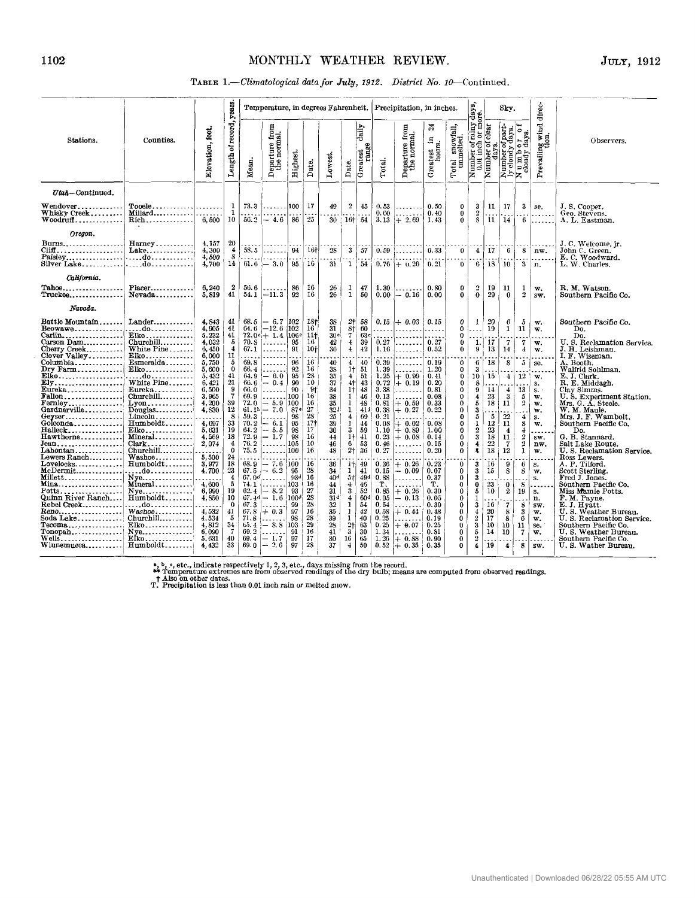TABLE 1.—*Climatological data for July, 1912. District No. 10*—Continued.

| Stations. | Counties. | Elevation, feet. | Length of record, years. | Temperature, in degrees Fahrenheit. | | | | | | | Precipitation, in inches. | | | | | Sky. | | | Prevailing wind direction. | Observers. |
|---|---|---|---|---|---|---|---|---|---|---|---|---|---|---|---|---|---|---|---|---|
| | | | | Mean. | Departure from the normal. | Highest. | Date. | Lowest. | Date. | Greatest daily range | Total. | Departure from the normal. | Greatest in 24 hours. | Total snowfall, unmelted. | Number of rainy days, 0.01 inch or more. | Number of clear days. | Number of partly cloudy days. | Number of cloudy days. | | |
| ***Utah*—Continued.** | | | | | | | | | | | | | | | | | | | | |
| Wendover | Tooele | | 1 | 73.3 | | 100 | 17 | 49 | 2 | 45 | 0.53 | | 0.50 | 0 | 3 | 11 | 17 | 3 | se. | J. S. Cooper. |
| Whisky Creek | Millard | | 1 | | | | | | | | 0.60 | | 0.40 | 0 | 2 | | | | | Geo. Stevens. |
| Woodruff | Rich | 6,500 | 10 | 56.2 | − 4.6 | 86 | 25 | 30 | 16† | 54 | 3.13 | + 2.69 | 1.43 | 0 | 8 | 11 | 14 | 6 | | A. L. Eastman. |
| ***Oregon.*** | | | | | | | | | | | | | | | | | | | | |
| Burns | Harney | 4,157 | 20 | | | | | | | | | | | | | | | | | J. C. Welcome, jr. |
| Cliff | Lake | 4,300 | 4 | 58.5 | | 94 | 16† | 28 | 3 | 57 | 0.59 | | 0.33 | 0 | 4 | 17 | 6 | 8 | nw. | John C. Green. |
| Paisley | ....do | 4,500 | 8 | | | | | | | | | | | | | | | | | E. C. Woodward. |
| Silver Lake | ....do | 4,700 | 14 | 61.6 | − 3.0 | 95 | 16 | 31 | 1 | 54 | 0.76 | + 0.26 | 0.21 | 0 | 6 | 18 | 10 | 3 | n. | L. W. Charles. |
| ***California.*** | | | | | | | | | | | | | | | | | | | | |
| Tahoe | Placer | 6,240 | 2 | 56.6 | | 86 | 16 | 26 | 1 | 47 | 1.30 | | 0.80 | 0 | 2 | 19 | 11 | 1 | w. | R. M. Watson. |
| Truckee | Nevada | 5,819 | 41 | 54.1 | −11.3 | 92 | 16 | 26 | 1 | 50 | 0.00 | − 0.16 | 0.00 | 0 | 0 | 29 | 0 | 2 | sw. | Southern Pacific Co. |
| ***Nevada.*** | | | | | | | | | | | | | | | | | | | | |
| Battle Mountain | Lander | 4,843 | 41 | 68.5 | − 6.7 | 102 | 18† | 38 | 2† | 58 | 0.15 | + 0.03 | 0.15 | 0 | 1 | 20 | 6 | 5 | w. | Southern Pacific Co. |
| Beowawe | ....do | 4,905 | 41 | 64.6 | −12.6 | 102 | 16 | 31 | 8† | 60 | | | | 0 | | 19 | 1 | 11 | w. | Do. |
| Carlin | Elko | 5,232 | 41 | 72.0[c] | + 1.4 | 106[c] | 11† | 30[c] | 7 | 63[c] | | | | 0 | | | | | | Do. |
| Carson Dam | Churchill | 4,032 | 5 | 70.8 | | 95 | 16 | 42 | 4 | 39 | 0.27 | | 0.27 | 0 | 1 | 17 | 7 | 7 | w. | U. S. Reclamation Service. |
| Cherry Creek | White Pine | 6,450 | 4 | 67.1 | | 91 | 10† | 36 | 4 | 42 | 1.16 | | 0.52 | 0 | 9 | 13 | 14 | 4 | w. | J. H. Leishman. |
| Clover Valley | Elko | 6,000 | 11 | | | | | | | | | | | | | | | | | I. F. Wiseman. |
| Columbia | Esmeralda | 5,750 | 5 | 69.8 | | 96 | 16 | 40 | 4 | 40 | 0.39 | | 0.19 | 0 | 6 | 18 | 8 | 5 | se. | A. Booth. |
| Dry Farm | Elko | 5,600 | 0 | 66.4 | | 92 | 16 | 38 | 1† | 51 | 1.39 | | 1.20 | 0 | 3 | | | | | Walfrid Sohlman. |
| Elko | ....do | 5,432 | 41 | 64.9 | − 6.0 | 95 | 28 | 35 | 4 | 51 | 1.25 | + 0.99 | 0.41 | 0 | 10 | 15 | 4 | 12 | w. | E. J. Clark. |
| Ely | White Pine | 6,421 | 21 | 66.6 | − 0.4 | 90 | 10 | 37 | 4† | 43 | 0.72 | + 0.19 | 0.20 | 0 | 8 | | | | s. | R. E. Middagh. |
| Eureka | Eureka | 6,500 | 9 | 66.0 | | 90 | 9† | 34 | 1† | 48 | 3.38 | | 0.81 | 0 | 9 | 14 | 4 | 13 | s. | Clay Simms. |
| Fallon | Churchill | 3,965 | 7 | 69.9 | | 100 | 16 | 38 | 1 | 46 | 0.13 | | 0.08 | 0 | 4 | 23 | 3 | 5 | w. | U. S. Experiment Station. |
| Fernley | Lyon | 4,200 | 39 | 72.0 | − 5.9 | 100 | 16 | 35 | 1 | 48 | 0.81 | + 0.59 | 0.33 | 0 | 5 | 18 | 11 | 2 | w. | Mrs. G. A. Steele. |
| Gardnerville | Douglas | 4,830 | 12 | 61.1[b] | − 7.0 | 87* | 27 | 32[j] | 1 | 41[j] | 0.38 | + 0.27 | 0.22 | 0 | 3 | | | | w. | W. M. Maule. |
| Geyser | Lincoln | | 8 | 59.3 | | 98 | 28 | 25 | 4 | 69 | 0.21 | | | 0 | 5 | 5 | 22 | 4 | s. | Mrs. J. F. Wambolt. |
| Golconda | Humboldt | 4,697 | 33 | 70.2 | − 6.1 | 95 | 17† | 39 | 1 | 44 | 0.08 | + 0.02 | 0.08 | 0 | 1 | 12 | 11 | 8 | w. | Southern Pacific Co. |
| Halleck | Elko | 5,631 | 19 | 64.2 | − 5.5 | 98 | 17 | 30 | 3 | 59 | 1.10 | + 0.89 | 1.00 | 0 | 2 | 23 | 4 | 4 | | Do. |
| Hawthorne | Mineral | 4,569 | 18 | 73.9 | − 1.7 | 98 | 16 | 44 | 1† | 41 | 0.23 | + 0.08 | 0.14 | 0 | 3 | 18 | 11 | 2 | sw. | G. B. Stannard. |
| Jean | Clark | 2,074 | 4 | 76.2 | | 105 | 10 | 46 | 6 | 53 | 0.46 | | 0.15 | 0 | 4 | 22 | 7 | 2 | nw. | Salt Lake Route. |
| Lahontan | Churchill | | 0 | 75.5 | | 100 | 16 | 48 | 2† | 36 | 0.27 | | 0.20 | 0 | 4 | 18 | 12 | 1 | w. | U. S. Reclamation Service. |
| Lewers Ranch | Washoe | 5,500 | 24 | | | | | | | | | | | | | | | | | Ross Lewers. |
| Lovelocks | Humboldt | 3,977 | 18 | 68.9 | − 7.6 | 100 | 16 | 36 | 1† | 49 | 0.36 | + 0.26 | 0.23 | 0 | 3 | 16 | 9 | 6 | s. | A. P. Tilford. |
| McDermit | ....do | 4,700 | 23 | 67.5 | − 6.2 | 95 | 28 | 34 | 1 | 41 | 0.15 | − 0.09 | 0.07 | 0 | 3 | 15 | 8 | 8 | w. | Scott Sterling. |
| Millett | Nye | | 4 | 67.0[d] | | 93[d] | 16 | 40[d] | 5† | 49[d] | 0.88 | | 0.37 | 0 | 3 | | | | s. | Fred J. Jones. |
| Mina | Mineral | 4,600 | 5 | 74.1 | | 103 | 16 | 44 | 4 | 46 | T. | | T. | 0 | 0 | 23 | 0 | 8 | | Southern Pacific Co. |
| Potts | Nye | 6,990 | 19 | 62.4 | − 8.2 | 93 | 27 | 31 | 3 | 52 | 0.85 | + 0.26 | 0.30 | 0 | 5 | 10 | 2 | 19 | s. | Miss Mamie Potts. |
| Quinn River Ranch | Humboldt | 4,550 | 10 | 67.4[d] | − 1.6 | 100[d] | 28 | 31[d] | 4 | 60[d] | 0.05 | − 0.13 | 0.05 | 0 | 1 | | | | n. | F. M. Payne. |
| Rebel Creek | ....do | | 0 | 67.3 | | 99 | 28 | 32 | 1 | 54 | 0.54 | | 0.30 | 0 | 3 | 16 | 7 | 8 | sw. | E. J. Hyatt. |
| Reno | Washoe | 4,532 | 41 | 67.8 | + 0.3 | 97 | 16 | 35 | 1 | 42 | 0.58 | + 0.44 | 0.48 | 0 | 4 | 20 | 8 | 3 | w. | U. S. Weather Bureau. |
| Soda Lake | Churchill | 4,534 | 5 | 71.8 | | 98 | 28 | 39 | 1 | 40 | 0.25 | | 0.19 | 0 | 2 | 17 | 8 | 6 | w. | U. S. Reclamation Service. |
| Tecoma | Elko | 4,812 | 34 | 65.4 | − 8.8 | 103 | 29 | 28 | 2† | 63 | 0.25 | + 0.07 | 0.25 | 0 | 3 | 10 | 10 | 11 | se. | Southern Pacific Co. |
| Tonopah | Nye | 6,090 | 7 | 69.2 | | 91 | 16 | 41 | 3 | 30 | 1.34 | | 0.81 | 0 | 5 | 14 | 10 | 7 | w. | U. S. Weather Bureau. |
| Wells | Elko | 5,631 | 40 | 69.4 | − 1.7 | 97 | 17 | 30 | 16 | 65 | 1.26 | + 0.88 | 0.90 | 0 | 2 | | | | | Southern Pacific Co. |
| Winnemucca | Humboldt | 4,432 | 33 | 69.0 | − 2.6 | 97 | 28 | 37 | 4 | 50 | 0.52 | + 0.35 | 0.35 | 0 | 4 | 19 | 4 | 8 | sw. | U. S. Wather Bureau. |

a, b, c, etc., indicate respectively 1, 2, 3, etc., days missing from the record.
** Temperature extremes are from observed readings of the dry bulb; means are computed from observed readings.
† Also on other dates.
T. Precipitation is less than 0.01 inch rain or melted snow.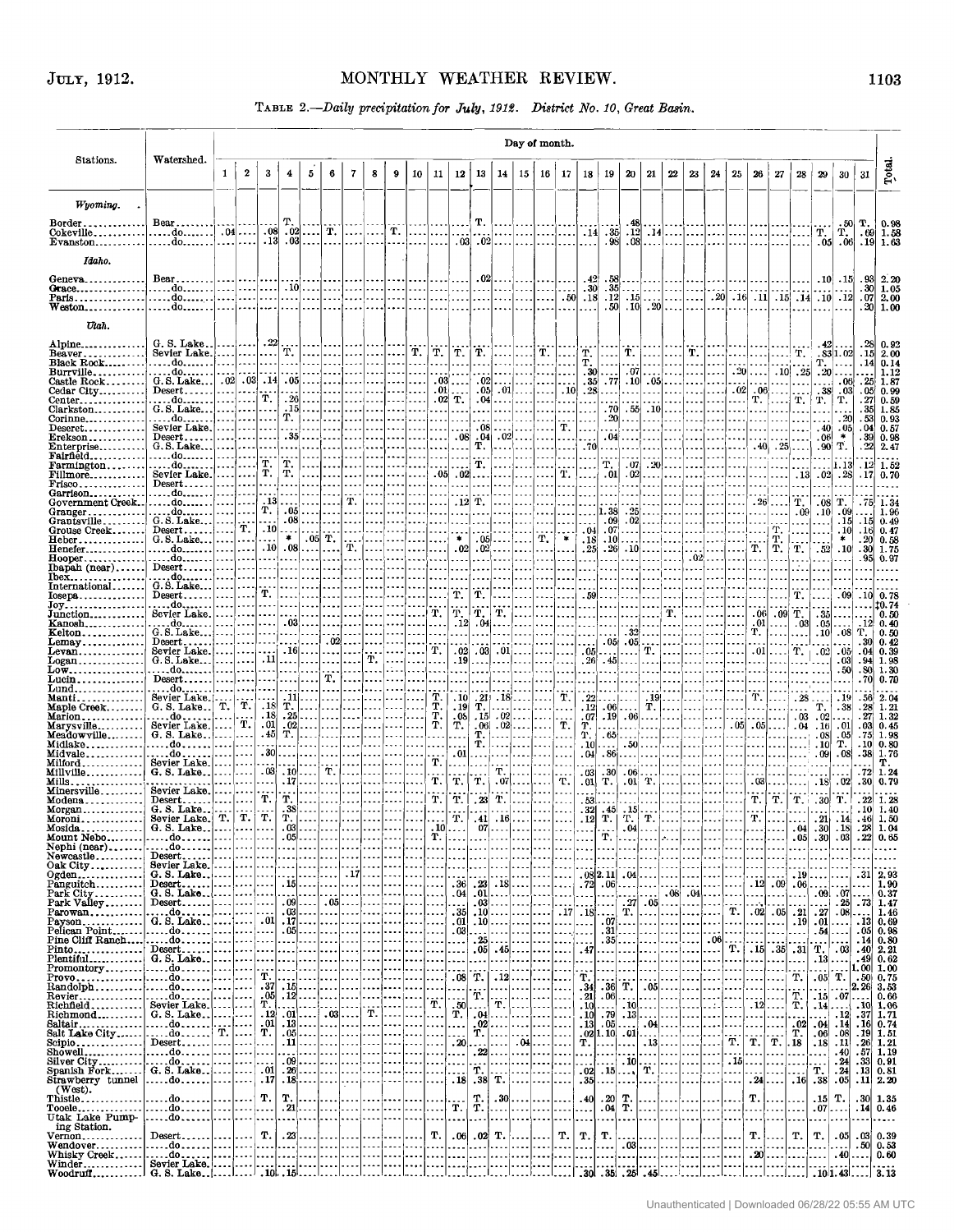TABLE 2.—*Daily precipitation for July, 1912. District No. 10, Great Basin.*

| Stations. | Watershed. | Day of month. | | | | | | | | | | | | | | | | | | | | | | | | | | | | | | | Total. |
|---|---|---|---|---|---|---|---|---|---|---|---|---|---|---|---|---|---|---|---|---|---|---|---|---|---|---|---|---|---|---|---|---|---|
| | | 1 | 2 | 3 | 4 | 5 | 6 | 7 | 8 | 9 | 10 | 11 | 12 | 13 | 14 | 15 | 16 | 17 | 18 | 19 | 20 | 21 | 22 | 23 | 24 | 25 | 26 | 27 | 28 | 29 | 30 | 31 | |
| ***Wyoming.*** | | | | | | | | | | | | | | | | | | | | | | | | | | | | | | | | | |
| Border | Bear | | | | T. | | | | | | | | | T. | | | | | | | .48 | | | | | | | | | | .50 | T. | 0.98 |
| Cokeville | do | .04 | | .08 | .02 | | T. | | | T. | | | | | | | | | .14 | .35 | .12 | .14 | | | | | | | | T. | T. | .69 | 1.58 |
| Evanston | do | | | .13 | .03 | | | | | | | | .03 | .02 | | | | | | .98 | .08 | | | | | | | | | .05 | .06 | .19 | 1.63 |
| ***Idaho.*** | | | | | | | | | | | | | | | | | | | | | | | | | | | | | | | | | |
| Geneva | Bear | | | | | | | | | | | | | .02 | | | | | .42 | .58 | | | | | | | | | | .10 | .15 | .93 | 2.20 |
| Grace | do | | | | .10 | | | | | | | | | | | | | | .30 | .35 | | | | | | | | | | | | .30 | 1.05 |
| Paris | do | | | | | | | | | | | | | | | | | .50 | .18 | .12 | .15 | | | | .20 | .16 | .11 | .15 | .14 | .10 | .12 | .07 | 2.00 |
| Weston | do | | | | | | | | | | | | | | | | | | | .50 | .10 | .20 | | | | | | | | | | .30 | 1.00 |
| ***Utah.*** | | | | | | | | | | | | | | | | | | | | | | | | | | | | | | | | | |
| Alpine | G. S. Lake | | | .22 | | | | | | | | | | | | | | | | | | | | | | | | | | .42 | | .28 | 0.92 |
| Beaver | Sevier Lake | | | | T. | | | | | | T. | T. | T. | T. | | | T. | | T. | | T. | | | T. | | | | | T. | .83 | 1.02 | .15 | 2.00 |
| Black Rock | do | | | | | | | | | | | | | | | | | | T. | | | | | | | | | | | T. | | .14 | 0.14 |
| Burrville | do | | | | | | | | | | | | | | | | | | .30 | | .07 | | | | | .20 | | .10 | .25 | .20 | | | 1.12 |
| Castle Rock | G. S. Lake | .02 | .03 | .14 | .05 | | | | | | | .03 | | .02 | | | | | .35 | .77 | .10 | .05 | | | | | | | | | .06 | .25 | 1.87 |
| Cedar City | Desert | | | | | | | | | | | .01 | | .05 | .01 | | | .10 | .28 | | | | | | | .02 | .06 | | | .38 | .03 | .05 | 0.99 |
| Center | do | | | T. | .26 | | | | | | | .02 | T. | .04 | | | | | | | | | | | | | T. | | T. | T. | T. | .27 | 0.59 |
| Clarkston | G. S. Lake | | | | .15 | | | | | | | | | | | | | | | .70 | .55 | .10 | | | | | | | | | | .35 | 1.85 |
| Corinne | do | | | | T. | | | | | | | | | | | | | | | .20 | | | | | | | | | | | .20 | .53 | 0.93 |
| Deseret | Sevier Lake | | | | | | | | | | | | | .08 | | | | T. | | | | | | | | | | | | .40 | .05 | .04 | 0.57 |
| Erekson | Desert | | | | .35 | | | | | | | | .08 | .04 | .02 | | | | | .04 | | | | | | | | | | .06 | * | .39 | 0.98 |
| Enterprise | G. S. Lake | | | | | | | | | | | | | T. | | | | | .70 | | | | | | | | .40 | .25 | | .90 | T. | .22 | 2.47 |
| Fairfield | do | | | | | | | | | | | | | | | | | | | | | | | | | | | | | | | | |
| Farmington | do | | | T. | T. | | | | | | | | | T. | | | | | | T. | .07 | .20 | | | | | | | | | 1.13 | .12 | 1.52 |
| Fillmore | Sevier Lake | | | T. | T. | | | | | | | .05 | .02 | | | | | T. | | .01 | .02 | | | | | | | | .13 | .02 | .28 | .17 | 0.70 |
| Frisco | Desert | | | | | | | | | | | | | | | | | | | | | | | | | | | | | | | | |
| Garrison | do | | | | | | | | | | | | | | | | | | | | | | | | | | | | | | | | |
| Government Creek | do | | | .13 | | | | T. | | | | | .12 | T. | | | | | | | | | | | | | .26 | | T. | .08 | T. | .75 | 1.34 |
| Granger | do | | | T. | .05 | | | | | | | | | | | | | | | 1.38 | .25 | | | | | | | | .09 | .10 | .09 | | 1.96 |
| Grantsville | G. S. Lake | | | | .08 | | | | | | | | | | | | | | | .09 | .02 | | | | | | | | | | .15 | .15 | 0.49 |
| Grouse Creek | Desert | | T. | .10 | | | | | | | | | | | | | | | .04 | .07 | | | | | | | | T. | | | .10 | .16 | 0.47 |
| Heber | G. S. Lake | | | | * | .05 | T. | | | | | | * | .05 | | | T. | * | .18 | .10 | | | | | | | | T. | | | * | .20 | 0.58 |
| Henefer | do | | | .10 | .08 | | | T. | | | | | .02 | .02 | | | | | .25 | .26 | .10 | | | | | | T. | T. | T. | .52 | .10 | .30 | 1.73 |
| Hooper | do | | | | | | | | | | | | | | | | | | | | | | | .02 | | | | | | | | .95 | 0.97 |
| Ibapah (near) | Desert | | | | | | | | | | | | | | | | | | | | | | | | | | | | | | | | |
| Ibex | do | | | | | | | | | | | | | | | | | | | | | | | | | | | | | | | | |
| International | G. S. Lake | | | | | | | | | | | | | | | | | | | | | | | | | | | | | | | | |
| Iosepa | Desert | | | T. | | | | | | | | | T. | T. | | | | | .59 | | | | | | | | | | T. | | .09 | .10 | 0.78 |
| Joy | do | | | | | | | | | | | | | | | | | | | | | | | | | | | | | | | | ‡0.74 |
| Junction | Sevier Lake | | | | | | | | | | | T. | T. | T. | T. | | | | | | | | T. | | | | .06 | .09 | T. | .35 | | | 0.50 |
| Kanosh | do | | | | .03 | | | | | | | | .12 | .04 | | | | | | | | | | | | | .01 | | .03 | .05 | | .12 | 0.40 |
| Kelton | G. S. Lake | | | | | | | | | | | | | | | | | | | | .32 | | | | | | T. | | | .10 | .08 | T. | 0.50 |
| Lemay | Desert | | | | | | .02 | | | | | | | | | | | | | .05 | .05 | | | | | | | | | | | .30 | 0.42 |
| Levan | Sevier Lake | | | | .16 | | | | | | | T. | .02 | .03 | .01 | | | | .05 | | | T. | | | | | .01 | | T. | .02 | .05 | .04 | 0.39 |
| Logan | G. S. Lake | | | .11 | | | | | T. | | | | .19 | | | | | | .26 | .45 | | | | | | | | | | | .03 | .94 | 1.98 |
| Low | do | | | | | | | | | | | | | | | | | | | | | | | | | | | | | | .50 | .80 | 1.30 |
| Lucin | Desert | | | | | | T. | | | | | | | | | | | | | | | | | | | | | | | | | .70 | 0.70 |
| Lund | do | | | | | | | | | | | | | | | | | | | | | | | | | | | | | | | | |
| Manti | Sevier Lake | | | | .11 | | | | | | | T. | .10 | .21 | .18 | | | T. | .22 | | | .19 | | | | | T. | | .28 | | .19 | .56 | 2.04 |
| Maple Creek | G. S. Lake | T. | T. | .18 | T. | | | | | | | T. | .19 | T. | | | | | .12 | .06 | | T. | | | | | | | | T. | .38 | .28 | 1.21 |
| Marion | do | | | .18 | .25 | | | | | | | T. | .08 | .15 | .02 | | | | .07 | .19 | .06 | | | | | | | | .03 | .02 | | .27 | 1.32 |
| Marysville | Sevier Lake | | T. | .01 | .02 | | | | | | | T. | T. | .06 | .02 | | | T. | T. | | | | | | | .05 | .05 | | .04 | .16 | .01 | .03 | 0.45 |
| Meadowville | G. S. Lake | | | .45 | T. | | | | | | | | | T. | | | | | T. | .65 | | | | | | | | | | .08 | .05 | .75 | 1.98 |
| Midlake | do | | | | | | | | | | | | | T. | | | | | .10 | | .50 | | | | | | | | | .10 | T. | .10 | 0.80 |
| Midvale | do | | | .30 | | | | | | | | | .01 | | | | | | .04 | .86 | | | | | | | | | | .09 | .08 | .38 | 1.76 |
| Milford | Sevier Lake | | | | | | | | | | | T. | | | | | | | | | | | | | | | | | | | | | T. |
| Millville | G. S. Lake | | | .03 | .10 | | T. | | | | | | | | T. | | | | .03 | .30 | .06 | | | | | | | | | | | .72 | 1.24 |
| Mills | do | | | | .17 | | | | | | | T. | T. | T. | .07 | | | T. | .01 | T. | .01 | T. | | | | | .03 | | | .18 | .02 | .30 | 0.79 |
| Minersville | Sevier Lake | | | | | | | | | | | | | | | | | | | | | | | | | | | | | | | | |
| Modena | Desert | | | T. | T. | | | | | | | T. | T. | .23 | T. | | | | .53 | | | | | | | | T. | T. | T. | .30 | T. | .22 | 1.28 |
| Morgan | G. S. Lake | | | | .38 | | | | | | | | | | | | | | .32 | .45 | .15 | | | | | | | | | | | .10 | 1.40 |
| Moroni | Sevier Lake | T. | T. | T. | T. | | | | | | | | T. | .41 | .16 | | | | .12 | T. | T. | T. | | | | | T. | | | .21 | .14 | .46 | 1.50 |
| Mosida | G. S. Lake | | | | .03 | | | | | | | .10 | | .07 | | | | | | | .04 | | | | | | | | .04 | .30 | .18 | .28 | 1.04 |
| Mount Nebo | do | | | | .05 | | | | | | | T. | | | | | | | | T. | | | | | | | | | .05 | .30 | .03 | .22 | 0.65 |
| Nephi (near) | do | | | | | | | | | | | | | | | | | | | | | | | | | | | | | | | | |
| Newcastle | Desert | | | | | | | | | | | | | | | | | | | | | | | | | | | | | | | | |
| Oak City | Sevier Lake | | | | | | | | | | | | | | | | | | | | | | | | | | | | | | | | |
| Ogden | G. S. Lake | | | | | | | .17 | | | | | | | | | | | .08 | 2.11 | .04 | | | | | | | | .19 | | | .31 | 2.93 |
| Panguitch | Desert | | | | .15 | | | | | | | | .36 | .23 | .18 | | | | .72 | .06 | | | | | | | .12 | .09 | .06 | | | | 1.90 |
| Park City | G. S. Lake | | | | | | | | | | | | .04 | .01 | | | | | | | | | .08 | .04 | | | | | | .09 | .07 | | 0.37 |
| Park Valley | Desert | | | | .09 | .05 | | | | | | | | .03 | | | | | | | .27 | .05 | | | | | | | | | .25 | .73 | 1.47 |
| Parowan | do | | | | .03 | | | | | | | | .35 | .10 | | | | .17 | .18 | | T. | | | | | T. | .02 | .05 | .21 | .27 | .08 | | 1.46 |
| Payson | G. S. Lake | | | .01 | .17 | | | | | | | | .01 | .10 | | | | | | .07 | | | | | | | | | .19 | .01 | | .13 | 0.69 |
| Pelican Point | do | | | | .05 | | | | | | | | .03 | | | | | | | .31 | | | | | | | | | | .54 | | .05 | 0.98 |
| Pine Cliff Ranch | do | | | | | | | | | | | | | .25 | | | | | | .35 | | | | | .06 | | | | | | | .14 | 0.80 |
| Pinto | Desert | | | | | | | | | | | | | .05 | .45 | | | | .47 | | | | | | | T. | .15 | .35 | .31 | T. | .03 | .40 | 2.21 |
| Plentiful | G. S. Lake | | | | | | | | | | | | | | | | | | | | | | | | | | | | | .13 | | .49 | 0.62 |
| Promontory | do | | | | | | | | | | | | | | | | | | | | | | | | | | | | | | | 1.00 | 1.00 |
| Provo | do | | | T. | | | | | | | | | .08 | T. | .12 | | | | T. | | | | | | | | | | T. | .05 | T. | .50 | 0.75 |
| Randolph | do | | | .37 | .15 | | | | | | | | | | | | | | .34 | .36 | T. | .05 | | | | | | | | | | 2.26 | 3.53 |
| Revier | do | | | .05 | .12 | | | | | | | | | T. | | | | | .21 | .06 | | | | | | | | | T. | .15 | .07 | | 0.66 |
| Richfield | Sevier Lake | | | T. | | | | | | | | T. | .50 | | T. | | | | .10 | | .10 | | | | | | .12 | | T. | .14 | | .10 | 1.06 |
| Richmond | G. S. Lake | | | .12 | .01 | | .03 | | T. | | | | T. | .04 | | | | | .10 | .79 | .13 | | | | | | | | | | .12 | .37 | 1.71 |
| Saltair | do | | | .01 | .13 | | | | | | | | | .02 | | | | | .13 | .05 | | .04 | | | | | | | .02 | .04 | .14 | .16 | 0.74 |
| Salt Lake City | do | T. | | T. | .05 | | | | | | | | | T. | | | | | .02 | 1.10 | .01 | | | | | | | | T. | .06 | .08 | .19 | 1.51 |
| Scipio | Desert | | | | .11 | | | | | | | | .20 | | | .04 | | | T. | | | .13 | | | | T. | T. | T. | .18 | .18 | .11 | .26 | 1.21 |
| Showell | do | | | | | | | | | | | | | .22 | | | | | | | | | | | | | | | | | .40 | .57 | 1.19 |
| Silver City | do | | | | .09 | | | | | | | | | | | | | | | | .10 | | | | | .15 | | | | | .24 | .33 | 0.91 |
| Spanish Fork | G. S. Lake | | | .01 | .26 | | | | | | | | | T. | | | | | .02 | .15 | | T. | | | | | | | | T. | .24 | .13 | 0.81 |
| Strawberry tunnel (West). | do | | | .17 | .18 | | | | | | | | .18 | .38 | T. | | | | .35 | | | | | | | | .24 | | .16 | .38 | .05 | .11 | 2.20 |
| Thistle | do | | | T. | T. | | | | | | | | | T. | .30 | | | | .40 | .20 | T. | | | | | | T. | | | .15 | T. | .30 | 1.35 |
| Tooele | do | | | | .21 | | | | | | | | T. | T. | | | | | | .04 | T. | | | | | | | | | .07 | | .14 | 0.46 |
| Utah Lake Pumping Station. | do | | | | | | | | | | | | | | | | | | | | | | | | | | | | | | | | |
| Vernon | Desert | | | T. | .23 | | | | | | | T. | .06 | .02 | T. | | | T. | T. | T. | | | | | | | T. | | T. | T. | .05 | .03 | 0.39 |
| Wendover | do | | | | | | | | | | | | | | | | | | | | .03 | | | | | | | | | | | .50 | 0.53 |
| Whisky Creek | do | | | | | | | | | | | | | | | | | | | | | | | | | | .20 | | | | .40 | | 0.60 |
| Winder | Sevier Lake | | | | | | | | | | | | | | | | | | | | | | | | | | | | | | | | |
| Woodruff | G. S. Lake | | | .10 | .15 | | | | | | | | | | | | | | .30 | .35 | .25 | .45 | | | | | | | | .10 | 1.43 | | 3.13 |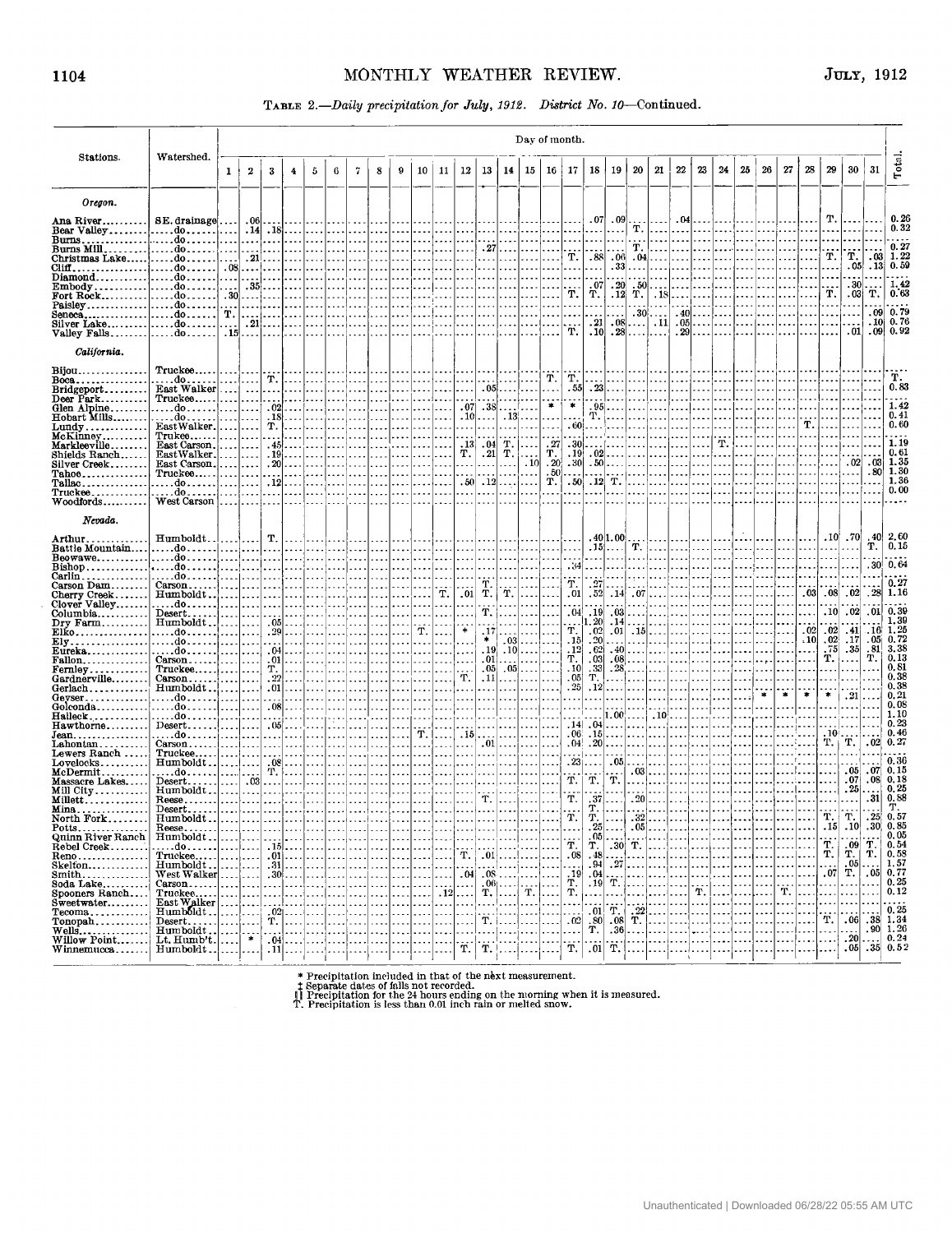TABLE 2.—*Daily precipitation for July, 1912. District No. 10*—Continued.

| Stations. | Watershed. | 1 | 2 | 3 | 4 | 5 | 6 | 7 | 8 | 9 | 10 | 11 | 12 | 13 | 14 | 15 | 16 | 17 | 18 | 19 | 20 | 21 | 22 | 23 | 24 | 25 | 26 | 27 | 28 | 29 | 30 | 31 | Total. |
|---|---|---|---|---|---|---|---|---|---|---|---|---|---|---|---|---|---|---|---|---|---|---|---|---|---|---|---|---|---|---|---|---|---|
| | | Day of month. | | | | | | | | | | | | | | | | | | | | | | | | | | | | | | | |
| ***Oregon.*** | | | | | | | | | | | | | | | | | | | | | | | | | | | | | | | | | |
| Ana River | SE. drainage | | .06 | | | | | | | | | | | | | | | | .07 | .09 | | | .04 | | | | | | | T. | | | 0.26 |
| Bear Valley | do | | .14 | .18 | | | | | | | | | | | | | | | | | T. | | | | | | | | | | | | 0.32 |
| Burns | do | | | | | | | | | | | | | | | | | | | | | | | | | | | | | | | | |
| Burns Mill | do | | | | | | | | | | | | | .27 | | | | | | | T. | | | | | | | | | | | | 0.27 |
| Christmas Lake | do | | | .21 | | | | | | | | | | | | | | T. | .88 | .06 | .04 | | | | | | | | | T. | T. | .03 | 1.22 |
| Cliff | do | .08 | | | | | | | | | | | | | | | | | | .33 | | | | | | | | | | | .05 | .13 | 0.59 |
| Diamond | do | | | | | | | | | | | | | | | | | | | | | | | | | | | | | | | | |
| Embody | do | | | .35 | | | | | | | | | | | | | | | .07 | .20 | .50 | | | | | | | | | | .30 | | 1.42 |
| Fort Rock | do | .30 | | | | | | | | | | | | | | | | T. | T. | .12 | T. | .18 | | | | | | | | T. | .03 | T. | 0.63 |
| Paisley | do | | | | | | | | | | | | | | | | | | | | | | | | | | | | | | | | |
| Seneca | do | T. | | | | | | | | | | | | | | | | | | | .30 | | .40 | | | | | | | | | .09 | 0.79 |
| Silver Lake | do | | | .21 | | | | | | | | | | | | | | | .21 | .08 | | .11 | .05 | | | | | | | | | .10 | 0.76 |
| Valley Falls | do | .15 | | | | | | | | | | | | | | | | T. | .10 | .28 | | | .29 | | | | | | | | .01 | .09 | 0.92 |
| ***California.*** | | | | | | | | | | | | | | | | | | | | | | | | | | | | | | | | | |
| Bijou | Truckee | | | | | | | | | | | | | | | | | | | | | | | | | | | | | | | | |
| Boca | do | | | T. | | | | | | | | | | | | | T. | T. | | | | | | | | | | | | | | | T. |
| Bridgeport | East Walker | | | | | | | | | | | | | .05 | | | | .55 | .23 | | | | | | | | | | | | | | 0.83 |
| Deer Park | Truckee | | | | | | | | | | | | | | | | | | | | | | | | | | | | | | | | |
| Glen Alpine | do | | | .02 | | | | | | | | | .07 | .38 | | | * | * | .95 | | | | | | | | | | | | | | 1.42 |
| Hobart Mills | do | | | .18 | | | | | | | | | .10 | | .13 | | | | T. | | | | | | | | | | | | | | 0.41 |
| Lundy | East Walker | | | T. | | | | | | | | | | | | | | .60 | | | | | | | | | | | T. | | | | 0.60 |
| McKinney | Truckee | | | | | | | | | | | | | | | | | | | | | | | | | | | | | | | | |
| Markleeville | East Carson | | | .45 | | | | | | | | | .13 | .04 | T. | | .27 | .30 | | | | | | | T. | | | | | | | | 1.19 |
| Shields Ranch | East Walker | | | .19 | | | | | | | | | T. | .21 | T. | | T. | .19 | .02 | | | | | | | | | | | | | | 0.61 |
| Silver Creek | East Carson | | | .20 | | | | | | | | | | | | .10 | .20 | .30 | .50 | | | | | | | | | | | | .02 | .03 | 1.35 |
| Tahoe | Truckee | | | | | | | | | | | | | | | | .50 | | | | | | | | | | | | | | | .80 | 1.30 |
| Tallac | do | | | .12 | | | | | | | | | .50 | .12 | | | T. | .50 | .12 | T. | | | | | | | | | | | | | 1.36 |
| Truckee | do | | | | | | | | | | | | | | | | | | | | | | | | | | | | | | | | 0.00 |
| Woodfords | West Carson | | | | | | | | | | | | | | | | | | | | | | | | | | | | | | | | |
| ***Nevada.*** | | | | | | | | | | | | | | | | | | | | | | | | | | | | | | | | | |
| Arthur | Humboldt | | | T. | | | | | | | | | | | | | | | .40 | 1.00 | | | | | | | | | | .10 | .70 | .40 | 2.60 |
| Battle Mountain | do | | | | | | | | | | | | | | | | | | .15 | | T. | | | | | | | | | | | T. | 0.15 |
| Beowawe | do | | | | | | | | | | | | | | | | | | | | | | | | | | | | | | | | |
| Bishop | do | | | | | | | | | | | | | | | | | .34 | | | | | | | | | | | | | | .30 | 0.64 |
| Carlin | do | | | | | | | | | | | | | | | | | | | | | | | | | | | | | | | | |
| Carson Dam | Carson | | | | | | | | | | | | | T. | | | | T. | .27 | | | | | | | | | | | | | | 0.27 |
| Cherry Creek | Humboldt | | | | | | | | | | | T. | .01 | T. | T. | | | .01 | .52 | .14 | .07 | | | | | | | | .03 | .08 | .02 | .28 | 1.16 |
| Clover Valley | do | | | | | | | | | | | | | | | | | | | | | | | | | | | | | | | | |
| Columbia | Desert | | | | | | | | | | | | | T. | | | | .04 | .19 | .03 | | | | | | | | | | .10 | .02 | .01 | 0.39 |
| Dry Farm | Humboldt | | | .05 | | | | | | | | | | | | | | | 1.20 | .14 | | | | | | | | | | | | | 1.39 |
| Elko | do | | | .20 | | | | | | | T. | | * | .17 | | | | T. | .02 | .01 | .15 | | | | | | | | .02 | .02 | .41 | .16 | 1.25 |
| Ely | do | | | | | | | | | | | | | * | .03 | | | .15 | .20 | | | | | | | | | | .10 | .02 | .17 | .05 | 0.72 |
| Eureka | do | | | .04 | | | | | | | | | | .19 | .10 | | | .12 | .62 | .40 | | | | | | | | | | .75 | .35 | .81 | 3.38 |
| Fallon | Carson | | | .01 | | | | | | | | | | .01 | | | | T. | .03 | .08 | | | | | | | | | | T. | | T. | 0.13 |
| Fernley | Truckee | | | T. | | | | | | | | | | .05 | .05 | | | .10 | .33 | .28 | | | | | | | | | | | | | 0.81 |
| Gardnerville | Carson | | | .22 | | | | | | | | | T. | .11 | | | | .05 | T. | | | | | | | | | | | | | | 0.38 |
| Gerlach | Humboldt | | | .01 | | | | | | | | | | | | | | .25 | .12 | | | | | | | | | | | | | | 0.38 |
| Geyser | do | | | | | | | | | | | | | | | | | | | | | | | | | | * | * | * | * | .21 | | 0.21 |
| Golconda | do | | | .08 | | | | | | | | | | | | | | | | | | | | | | | | | | | | | 0.08 |
| Halleck | do | | | | | | | | | | | | | | | | | | | 1.00 | | .10 | | | | | | | | | | | 1.10 |
| Hawthorne | Desert | | | .05 | | | | | | | | | | | | | | .14 | .04 | | | | | | | | | | | | | | 0.23 |
| Jean | do | | | | | | | | | | T. | | .15 | | | | | .06 | .15 | | | | | | | | | | | .10 | | | 0.46 |
| Lahontan | Carson | | | | | | | | | | | | | .01 | | | | .04 | .20 | | | | | | | | | | | T. | T. | .02 | 0.27 |
| Lewers Ranch | Truckee | | | | | | | | | | | | | | | | | | | | | | | | | | | | | | | | |
| Lovelocks | Humboldt | | | .08 | | | | | | | | | | | | | | .23 | | .05 | | | | | | | | | | | | | 0.36 |
| McDermit | do | | | T. | | | | | | | | | | | | | | | | | .03 | | | | | | | | | | .05 | .07 | 0.15 |
| Massacre Lakes | Desert | | .03 | | | | | | | | | | | | | | | T. | T. | T. | | | | | | | | | | | .07 | .08 | 0.18 |
| Mill City | Humboldt | | | | | | | | | | | | | | | | | | | | | | | | | | | | | | .25 | | 0.25 |
| Millett | Reese | | | | | | | | | | | | | T. | | | | T. | .37 | | .20 | | | | | | | | | | | .31 | 0.88 |
| Mina | Desert | | | | | | | | | | | | | | | | | | T. | | | | | | | | | | | | | | T. |
| North Fork | Humboldt | | | | | | | | | | | | | | | | | T. | T. | | .32 | | | | | | | | | T. | T. | .25 | 0.57 |
| Potts | Reese | | | | | | | | | | | | | | | | | | .25 | | .05 | | | | | | | | | .15 | .10 | .30 | 0.85 |
| Quinn River Ranch | Humboldt | | | | | | | | | | | | | | | | | | .05 | | | | | | | | | | | | | | 0.05 |
| Rebel Creek | do | | | .15 | | | | | | | | | | | | | | T. | T. | .30 | T. | | | | | | | | | T. | .09 | T. | 0.54 |
| Reno | Truckee | | | .01 | | | | | | | | | T. | .01 | | | | .08 | .48 | | | | | | | | | | | T. | T. | T. | 0.58 |
| Skelton | Humboldt | | | .31 | | | | | | | | | | | | | | | .94 | .27 | | | | | | | | | | | .05 | | 1.57 |
| Smith | West Walker | | | .30 | | | | | | | | | .04 | .08 | | | | .19 | .04 | | | | | | | | | | | .07 | T. | .05 | 0.77 |
| Soda Lake | Carson | | | | | | | | | | | | | .06 | | | | T. | .19 | T. | | | | | | | | | | | | | 0.25 |
| Spooners Ranch | Truckee | | | | | | | | | | | .12 | | T. | | T. | | T. | | | | | | T. | | | | T. | | | | | 0.12 |
| Sweetwater | East Walker | | | | | | | | | | | | | | | | | | | | | | | | | | | | | | | | |
| Tecoma | Humboldt | | | .02 | | | | | | | | | | | | | | | .01 | T. | .22 | | | | | | | | | | | | 0.25 |
| Tonopah | Desert | | | T. | | | | | | | | | | T. | | | | .02 | .80 | .08 | T. | | | | | | | | | T. | .06 | .38 | 1.34 |
| Wells | Humboldt | | | | | | | | | | | | | | | | | | T. | .36 | | | | | | | | | | | | .90 | 1.26 |
| Willow Point | Lt. Humb't. | | * | .04 | | | | | | | | | | | | | | | | | | | | | | | | | | | .20 | | 0.24 |
| Winnemucca | Humboldt | | | .11 | | | | | | | | | T. | T. | | | | T. | .01 | T. | | | | | | | | | | | .05 | .35 | 0.52 |

\* Precipitation included in that of the next measurement.
‡ Separate dates of falls not recorded.
‖ Precipitation for the 24 hours ending on the morning when it is measured.
T. Precipitation is less than 0.01 inch rain or melted snow.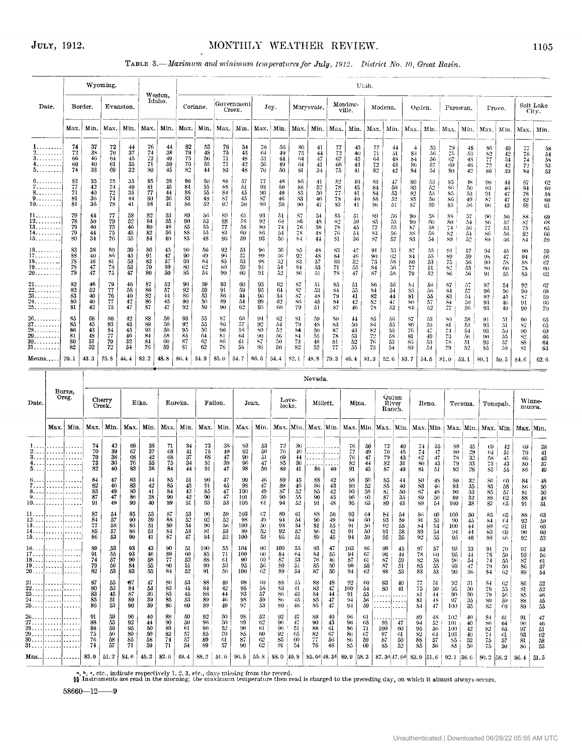TABLE 3.—*Maximum and minimum temperatures for July, 1912. District No. 10, Great Basin.*

| Date. | Wyoming. | | | | Weston, Idaho. | | Utah. | | | | | | | | | | | | | | | | | | | | | |
|---|---|---|---|---|---|---|---|---|---|---|---|---|---|---|---|---|---|---|---|---|---|---|---|---|---|---|---|---|
| | Border. | | Evanston. | | | | Corinne. | | Government Creek. | | Joy. | | Marysvale. | | Meadowville. | | Modena. | | Ogden. | | Parowan. | | Provo. | | Salt Lake City. | |
| | Max. | Min. | Max. | Min. | Max. | Min. | Max. | Min. | Max. | Min. | Max. | Min. | Max. | Min. | Max. | Min. | Max. | Min. | Max. | Min. | Max. | Min. | Max. | Min. | Max. | Min. |
| 1 | 74 | 37 | 72 | 44 | 76 | 44 | 82 | 53 | 76 | 54 | 70 | 56 | 80 | 41 | 77 | 43 | 77 | 44 | 4 | 53 | 79 | 48 | 86 | 49 | 77 | 58 |
| 2 | 72 | 38 | 70 | 37 | 74 | 38 | 79 | 48 | 75 | 43 | 64 | 49 | 75 | 44 | 72 | 40 | 71 | 51 | 83 | 56 | 75 | 53 | 82 | 42 | 78 | 54 |
| 3 | 66 | 46 | 64 | 45 | 75 | 49 | 75 | 56 | 71 | 48 | 53 | 44 | 64 | 47 | 67 | 45 | 64 | 48 | 84 | 56 | 67 | 48 | 77 | 54 | 74 | 58 |
| 4 | 60 | 40 | 61 | 35 | 71 | 50 | 70 | 55 | 71 | 42 | 56 | 49 | 64 | 41 | 66 | 43 | 72 | 43 | 86 | 57 | 69 | 46 | 72 | 42 | 72 | 53 |
| 5 | 74 | 33 | 69 | 32 | 80 | 45 | 82 | 44 | 83 | 48 | 70 | 50 | 81 | 34 | 75 | 41 | 82 | 42 | 84 | 54 | 80 | 42 | 86 | 39 | 84 | 53 |
| 6 | 82 | 35 | 75 | 35 | 85 | 38 | 90 | 50 | 88 | 57 | 77 | 48 | 86 | 41 | 82 | 40 | 83 | 47 | 80 | 53 | 85 | 48 | 90 | 44 | 87 | 62 |
| 7 | 77 | 42 | 74 | 40 | 81 | 45 | 84 | 55 | 88 | 51 | 93 | 50 | 88 | 52 | 78 | 45 | 84 | 50 | 80 | 52 | 86 | 50 | 93 | 46 | 84 | 60 |
| 8 | 71 | 40 | 72 | 35 | 77 | 44 | 88 | 55 | 84 | 45 | 90 | 49 | 85 | 50 | 77 | 41 | 84 | 53 | 82 | 53 | 85 | 53 | 91 | 47 | 78 | 58 |
| 9 | 81 | 36 | 74 | 44 | 80 | 36 | 83 | 48 | 87 | 46 | 87 | 46 | 83 | 40 | 78 | 40 | 88 | 52 | 85 | 56 | 86 | 49 | 87 | 47 | 82 | 60 |
| 10 | 81 | 36 | 78 | 41 | 88 | 41 | 86 | 52 | 92 | 50 | 90 | 50 | 90 | 47 | 83 | 41 | 86 | 51 | 87 | 59 | 85 | 56 | 96 | 43 | 88 | 61 |
| 11 | 79 | 44 | 77 | 58 | 82 | 53 | 89 | 56 | 89 | 61 | 93 | 51 | 87 | 54 | 85 | 51 | 90 | 56 | 90 | 58 | 88 | 57 | 96 | 56 | 88 | 69 |
| 12 | 78 | 50 | 79 | 52 | 84 | 55 | 90 | 53 | 88 | 58 | 92 | 64 | 86 | 48 | 82 | 59 | 85 | 53 | 90 | 60 | 80 | 54 | 86 | 57 | 87 | 68 |
| 13 | 79 | 40 | 75 | 46 | 80 | 48 | 85 | 55 | 77 | 58 | 80 | 74 | 76 | 58 | 78 | 45 | 77 | 55 | 87 | 58 | 74 | 56 | 77 | 53 | 75 | 65 |
| 14 | 79 | 44 | 75 | 45 | 82 | 56 | 88 | 55 | 83 | 60 | 86 | 54 | 78 | 48 | 76 | 54 | 83 | 56 | 88 | 58 | 82 | 54 | 86 | 56 | 82 | 66 |
| 15 | 80 | 34 | 76 | 35 | 84 | 40 | 85 | 48 | 86 | 59 | 93 | 56 | 84 | 44 | 81 | 36 | 88 | 57 | 83 | 54 | 89 | 52 | 90 | 46 | 84 | 59 |
| 16 | 83 | 38 | 80 | 39 | 86 | 45 | 90 | 56 | 92 | 51 | 96 | 56 | 85 | 48 | 83 | 42 | 91 | 53 | 87 | 55 | 91 | 57 | 94 | 45 | 90 | 59 |
| 17 | 88 | 40 | 86 | 45 | 91 | 47 | 90 | 49 | 96 | 57 | 99 | 56 | 92 | 48 | 84 | 46 | 90 | 62 | 84 | 55 | 89 | 59 | 98 | 47 | 94 | 66 |
| 18 | 78 | 48 | 81 | 53 | 83 | 57 | 93 | 64 | 85 | 53 | 98 | 52 | 83 | 57 | 80 | 52 | 73 | 58 | 80 | 53 | 75 | 56 | 90 | 58 | 88 | 67 |
| 19 | 78 | 47 | 78 | 53 | 70 | 59 | 80 | 62 | 80 | 59 | 91 | 54 | 84 | 53 | 71 | 55 | 84 | 56 | 77 | 51 | 82 | 53 | 80 | 60 | 78 | 60 |
| 20 | 79 | 47 | 75 | 47 | 80 | 50 | 85 | 54 | 90 | 60 | 91 | 52 | 86 | 51 | 78 | 47 | 87 | 58 | 79 | 52 | 86 | 56 | 91 | 55 | 85 | 62 |
| 21 | 82 | 46 | 79 | 46 | 87 | 52 | 90 | 59 | 93 | 60 | 93 | 62 | 87 | 51 | 85 | 51 | 86 | 56 | 84 | 56 | 87 | 57 | 97 | 54 | 92 | 67 |
| 22 | 82 | 52 | 77 | 58 | 86 | 57 | 92 | 59 | 91 | 59 | 95 | 64 | 87 | 53 | 84 | 55 | 84 | 54 | 83 | 56 | 84 | 57 | 96 | 56 | 90 | 68 |
| 23 | 83 | 40 | 76 | 40 | 82 | 44 | 86 | 53 | 86 | 44 | 96 | 54 | 87 | 48 | 79 | 41 | 82 | 44 | 81 | 55 | 83 | 54 | 92 | 45 | 87 | 59 |
| 24 | 86 | 40 | 77 | 42 | 86 | 45 | 80 | 50 | 89 | 54 | 99 | 62 | 86 | 45 | 84 | 42 | 82 | 47 | 80 | 57 | 84 | 50 | 93 | 46 | 91 | 60 |
| 25 | 81 | 42 | 75 | 47 | 87 | 47 | 92 | 59 | 90 | 62 | 95 | 60 | 79 | 51 | 87 | 46 | 78 | 53 | 84 | 52 | 77 | 56 | 93 | 49 | 90 | 70 |
| 26 | 85 | 68 | 80 | 42 | 88 | 50 | 93 | 55 | 87 | 60 | 94 | 62 | 81 | 59 | 80 | 44 | 85 | 56 | 87 | 53 | 80 | 58 | 91 | 51 | 90 | 65 |
| 27 | 85 | 45 | 83 | 43 | 89 | 50 | 92 | 55 | 86 | 57 | 92 | 54 | 79 | 48 | 83 | 50 | 84 | 55 | 86 | 53 | 81 | 53 | 93 | 51 | 87 | 65 |
| 28 | 86 | 43 | 84 | 45 | 83 | 50 | 95 | 56 | 90 | 58 | 89 | 52 | 84 | 50 | 87 | 43 | 82 | 55 | 76 | 47 | 74 | 54 | 93 | 50 | 90 | 69 |
| 29 | 81 | 48 | 77 | 46 | 84 | 58 | 85 | 64 | 81 | 64 | 90 | 56 | 84 | 55 | 72 | 53 | 72 | 58 | 81 | 49 | 73 | 56 | 90 | 55 | 82 | 66 |
| 30 | 80 | 51 | 79 | 52 | 84 | 60 | 87 | 62 | 86 | 61 | 87 | 50 | 73 | 48 | 81 | 52 | 76 | 53 | 85 | 53 | 78 | 51 | 93 | 57 | 88 | 64 |
| 31 | 82 | 52 | 72 | 54 | 76 | 59 | 81 | 62 | 76 | 58 | 86 | 50 | 82 | 52 | 77 | 55 | 73 | 54 | 89 | 54 | 79 | 52 | 85 | 59 | 81 | 63 |
| Means | 79.1 | 43.3 | 75.8 | 44.4 | 82.2 | 48.8 | 86.4 | 54.9 | 85.0 | 54.7 | 86.6 | 54.4 | 82.1 | 48.8 | 79.3 | 46.4 | 81.3 | 52.6 | 83.7 | 54.5 | 81.0 | 53.1 | 89.1 | 50.5 | 84.6 | 62.6 |

| Date. | Burns, Oreg. | | Nevada. | | | | | | | | | | | | | | | | | | | | | | | | | |
|---|---|---|---|---|---|---|---|---|---|---|---|---|---|---|---|---|---|---|---|---|---|---|---|---|---|---|---|---|
| | | | Cherry Creek. | | Elko. | | Eureka. | | Fallon. | | Jean. | | Lovelocks. | | Millett. | | Mina. | | Quinn River Ranch. | | Reno. | | Tecoma. | | Tonopah. | | Winnemucca. | |
| | Max. | Min. | Max. | Min. | Max. | Min. | Max. | Min. | Max. | Min. | Max. | Min. | Max. | Min. | Max. | Min. | Max. | Min. | Max. | Min. | Max. | Min. | Max. | Min. | Max. | Min. | Max. | Min. |
| 1 | ...... | ...... | 74 | 42 | 69 | 38 | 71 | 34 | 73 | 38 | 93 | 53 | 72 | 36 | ...... | ...... | 76 | 50 | 72 | 40 | 74 | 35 | 88 | 45 | 60 | 42 | 69 | 38 |
| 2 | ...... | ...... | 70 | 39 | 67 | 37 | 68 | 41 | 75 | 49 | 92 | 50 | 76 | 46 | ...... | ...... | 77 | 49 | 70 | 45 | 74 | 47 | 80 | 28 | 64 | 51 | 70 | 41 |
| 3 | ...... | ...... | 70 | 38 | 68 | 42 | 68 | 37 | 68 | 47 | 90 | 51 | 69 | 44 | ...... | ...... | 76 | 47 | 79 | 43 | 67 | 47 | 78 | 32 | 58 | 41 | 66 | 43 |
| 4 | ...... | ...... | 73 | 36 | 76 | 35 | 75 | 34 | 81 | 39 | 96 | 47 | 85 | 36 | ...... | ...... | 82 | 44 | 82 | 31 | 80 | 43 | 79 | 33 | 73 | 43 | 80 | 37 |
| 5 | ...... | ...... | 82 | 40 | 83 | 36 | 84 | 44 | 91 | 47 | 98 | 50 | 89 | 41 | 86 | 40 | 91 | 45 | 87 | 49 | 81 | 51 | 82 | 28 | 83 | 55 | 86 | 49 |
| 6 | ...... | ...... | 84 | 47 | 83 | 44 | 85 | 51 | 90 | 47 | 99 | 46 | 89 | 45 | 88 | 46 | 88 | 50 | 85 | 44 | 80 | 48 | 90 | 35 | 86 | 60 | 84 | 48 |
| 7 | ...... | ...... | 82 | 46 | 83 | 42 | 85 | 45 | 91 | 45 | 98 | 47 | 89 | 46 | 86 | 43 | 90 | 52 | 85 | 40 | 83 | 46 | 93 | 32 | 85 | 58 | 86 | 50 |
| 8 | ...... | ...... | 83 | 49 | 80 | 41 | 84 | 42 | 85 | 47 | 100 | 49 | 87 | 52 | 85 | 42 | 90 | 58 | 81 | 50 | 87 | 48 | 90 | 33 | 85 | 57 | 81 | 50 |
| 9 | ...... | ...... | 87 | 47 | 86 | 38 | 90 | 42 | 90 | 47 | 101 | 50 | 90 | 55 | 90 | 45 | 96 | 60 | 87 | 35 | 89 | 50 | 89 | 32 | 88 | 62 | 81 | 48 |
| 10 | ...... | ...... | 91 | 49 | 90 | 40 | 89 | 51 | 93 | 53 | 105 | 61 | 94 | 52 | 91 | 48 | 95 | 63 | 89 | 43 | 89 | 54 | 100 | 38 | 87 | 65 | 91 | 51 |
| 11 | ...... | ...... | 87 | 54 | 93 | 40 | 87 | 53 | 90 | 59 | 103 | 67 | 89 | 61 | 88 | 56 | 93 | 64 | 84 | 54 | 86 | 60 | 100 | 50 | 85 | 65 | 88 | 63 |
| 12 | ...... | ...... | 84 | 57 | 90 | 39 | 88 | 52 | 92 | 52 | 98 | 49 | 94 | 54 | 90 | 49 | 94 | 60 | 93 | 59 | 91 | 53 | 90 | 45 | 84 | 64 | 92 | 59 |
| 13 | ...... | ...... | 77 | 58 | 86 | 51 | 80 | 54 | 90 | 56 | 100 | 50 | 93 | 54 | 81 | 55 | 91 | 56 | 92 | 55 | 84 | 54 | 100 | 44 | 80 | 62 | 91 | 60 |
| 14 | ...... | ...... | 85 | 57 | 86 | 51 | 84 | 53 | 91 | 58 | 99 | 52 | 92 | 52 | 86 | 42 | 91 | 50 | 91 | 58 | 89 | 54 | 94 | 44 | 83 | 60 | 90 | 60 |
| 15 | ...... | ...... | 86 | 53 | 90 | 41 | 87 | 47 | 94 | 52 | 100 | 53 | 95 | 51 | 89 | 45 | 94 | 59 | 95 | 35 | 92 | 55 | 95 | 40 | 88 | 66 | 92 | 52 |
| 16 | ...... | ...... | 89 | 53 | 93 | 43 | 90 | 51 | 100 | 55 | 104 | 66 | 100 | 55 | 93 | 47 | 103 | 86 | 99 | 45 | 97 | 57 | 95 | 33 | 91 | 70 | 97 | 53 |
| 17 | ...... | ...... | 91 | 55 | 93 | 46 | 89 | 60 | 85 | 71 | 100 | 66 | 84 | 64 | 84 | 56 | 94 | 67 | 96 | 44 | 78 | 60 | 95 | 44 | 78 | 59 | 93 | 56 |
| 18 | ...... | ...... | 74 | 57 | 90 | 58 | 77 | 52 | 81 | 61 | 90 | 60 | 87 | 53 | 76 | 46 | 87 | 61 | 87 | 59 | 82 | 58 | 96 | 54 | 74 | 55 | 87 | 61 |
| 19 | ...... | ...... | 76 | 56 | 84 | 55 | 80 | 51 | 85 | 53 | 95 | 56 | 80 | 51 | 86 | 50 | 90 | 58 | 87 | 51 | 85 | 55 | 93 | 47 | 75 | 56 | 86 | 57 |
| 20 | ...... | ...... | 82 | 53 | 83 | 55 | 84 | 52 | 91 | 56 | 100 | 62 | 89 | 54 | 87 | 50 | 94 | 62 | 88 | 53 | 83 | 53 | 90 | 36 | 84 | 62 | 89 | 54 |
| 21 | ...... | ...... | 87 | 55 | 87 | 47 | 86 | 53 | 88 | 49 | 98 | 60 | 88 | 45 | 83 | 47 | 92 | 60 | 83 | 40 | 77 | 51 | 92 | 31 | 84 | 62 | 86 | 52 |
| 22 | ...... | ...... | 80 | 53 | 84 | 53 | 83 | 45 | 84 | 42 | 95 | 58 | 83 | 41 | 88 | 48 | 100 | 54 | 80 | 41 | 75 | 50 | 95 | 30 | 78 | 55 | 81 | 52 |
| 23 | ...... | ...... | 83 | 45 | 83 | 45 | 83 | 45 | 86 | 44 | 93 | 57 | 86 | 43 | 84 | 44 | 91 | 55 | ...... | ...... | 81 | 44 | 90 | 30 | 79 | 56 | 81 | 46 |
| 24 | ...... | ...... | 85 | 51 | 89 | 36 | 85 | 40 | 89 | 46 | 98 | 59 | 86 | 45 | 85 | 47 | 94 | 56 | ...... | ...... | 81 | 48 | 97 | 35 | 80 | 59 | 88 | 45 |
| 25 | ...... | ...... | 86 | 53 | 90 | 39 | 85 | 39 | 89 | 49 | 97 | 53 | 89 | 48 | 85 | 47 | 94 | 59 | ...... | ...... | 84 | 47 | 100 | 35 | 82 | 60 | 89 | 55 |
| 26 | ...... | ...... | 91 | 59 | 90 | 40 | 88 | 50 | 92 | 50 | 98 | 52 | 92 | 47 | 89 | 40 | 96 | 61 | ...... | ...... | 89 | 48 | 102 | 40 | 84 | 61 | 91 | 47 |
| 27 | ...... | ...... | 90 | 55 | 90 | 44 | 90 | 50 | 96 | 50 | 99 | 62 | 96 | 47 | 90 | 43 | 94 | 65 | 95 | 47 | 94 | 52 | 101 | 40 | 86 | 64 | 96 | 46 |
| 28 | ...... | ...... | 88 | 59 | 95 | 50 | 89 | 61 | 96 | 52 | 90 | 61 | 90 | 51 | 88 | 61 | 86 | 71 | 100 | 60 | 95 | 56 | 100 | 42 | 82 | 65 | 97 | 51 |
| 29 | ...... | ...... | 75 | 56 | 89 | 58 | 82 | 57 | 95 | 70 | 85 | 60 | 92 | 65 | 82 | 67 | 86 | 67 | 97 | 61 | 82 | 64 | 103 | 40 | 74 | 61 | 93 | 62 |
| 30 | ...... | ...... | 76 | 58 | 85 | 50 | 74 | 57 | 89 | 61 | 87 | 62 | 95 | 60 | 77 | 56 | 86 | 59 | 87 | 50 | 88 | 57 | 85 | 52 | 75 | 57 | 81 | 58 |
| 31 | ...... | ...... | 74 | 57 | 71 | 59 | 71 | 54 | 89 | 57 | 90 | 62 | 91 | 54 | 76 | 48 | 85 | 60 | 85 | 52 | 85 | 56 | 83 | 50 | 75 | 50 | 86 | 53 |
| Mns. | ...... | ...... | 83.0 | 51.2 | 84.6 | 45.2 | 82.6 | 49.4 | 88.2 | 51.6 | 96.5 | 55.8 | 88.0 | 49.8 | 85.6[d] | 48.3[d] | 89.9 | 58.3 | 87.3[d] | 47.6[d] | 83.9 | 51.6 | 92.1 | 38.6 | 80.2 | 58.2 | 86.4 | 51.5 |

[a], [b], [c], etc., indicate respectively 1, 2, 3, etc., days missing from the record.
§§ Instruments are read in the morning; the maximum temperature then read is charged to the preceding day, on which it almost always occurs.

58660—12——9